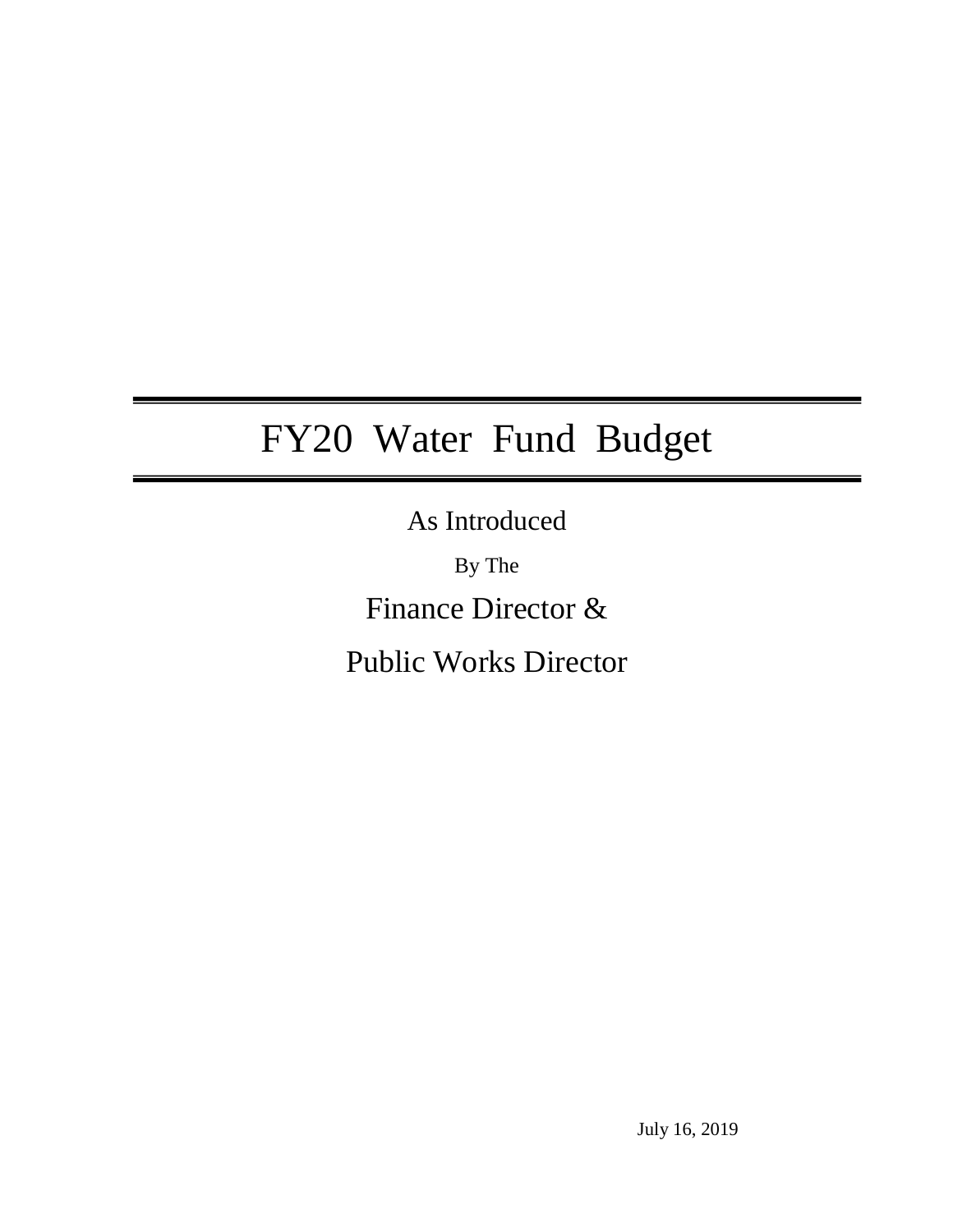# FY20 Water Fund Budget

As Introduced

By The

Finance Director &

Public Works Director

July 16, 2019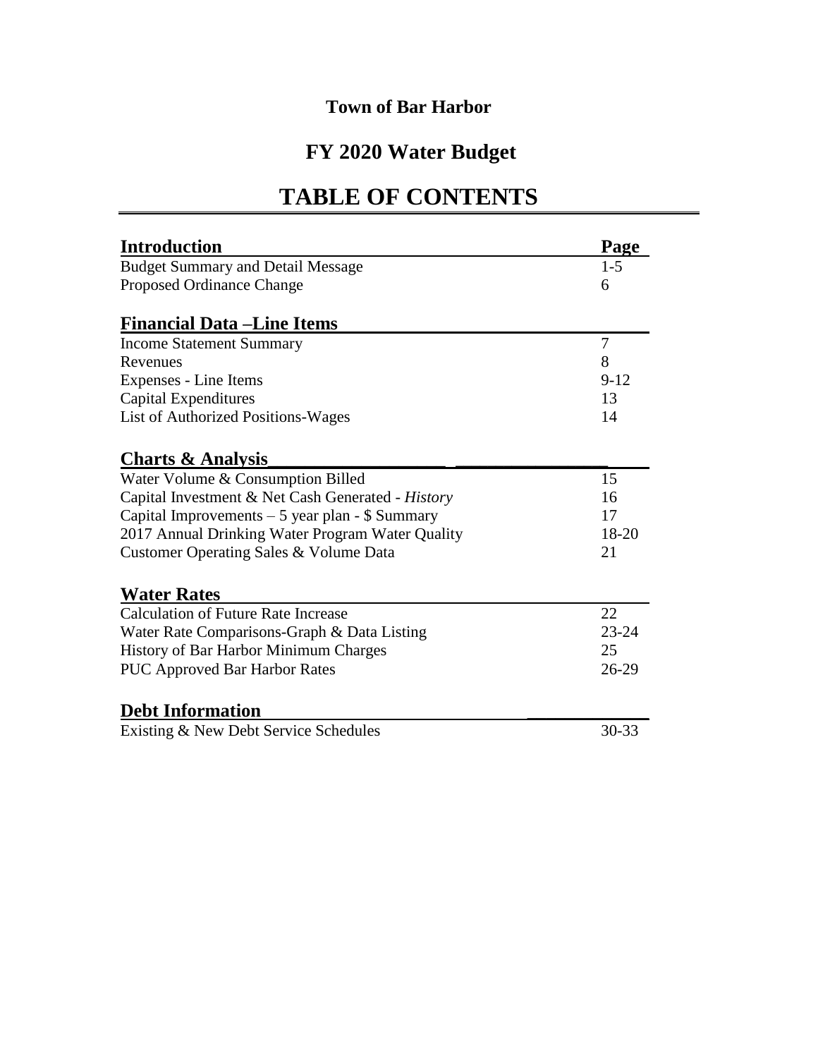**Town of Bar Harbor**

# FY 2020 Water Budget

# TABLE OF CONTENTS

| Introduction | Page |
|---|---|
| Budget Summary and Detail Message | 1-5 |
| Proposed Ordinance Change | 6 |
| **Financial Data –Line Items** | |
| Income Statement Summary | 7 |
| Revenues | 8 |
| Expenses - Line Items | 9-12 |
| Capital Expenditures | 13 |
| List of Authorized Positions-Wages | 14 |
| **Charts & Analysis** | |
| Water Volume & Consumption Billed | 15 |
| Capital Investment & Net Cash Generated - *History* | 16 |
| Capital Improvements – 5 year plan - $ Summary | 17 |
| 2017 Annual Drinking Water Program Water Quality | 18-20 |
| Customer Operating Sales & Volume Data | 21 |
| **Water Rates** | |
| Calculation of Future Rate Increase | 22 |
| Water Rate Comparisons-Graph & Data Listing | 23-24 |
| History of Bar Harbor Minimum Charges | 25 |
| PUC Approved Bar Harbor Rates | 26-29 |
| **Debt Information** | |
| Existing & New Debt Service Schedules | 30-33 |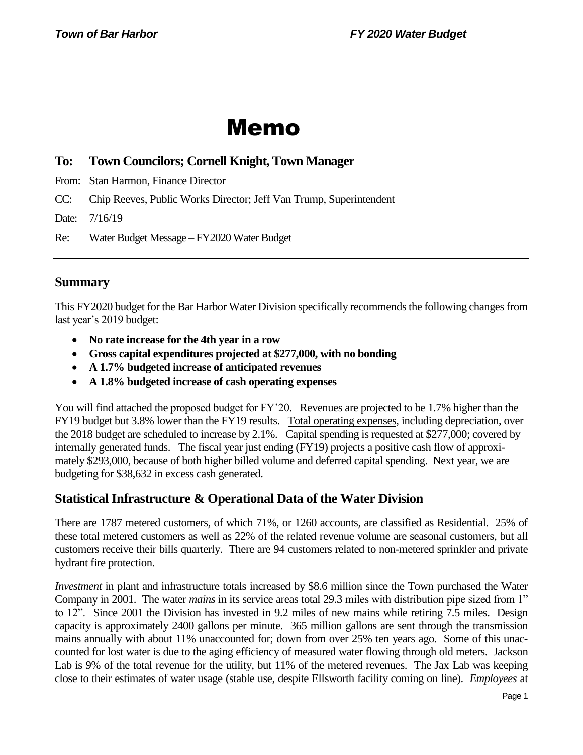# Memo

**To: Town Councilors; Cornell Knight, Town Manager**

From: Stan Harmon, Finance Director

CC: Chip Reeves, Public Works Director; Jeff Van Trump, Superintendent

Date: 7/16/19

Re: Water Budget Message – FY2020 Water Budget

---

## Summary

This FY2020 budget for the Bar Harbor Water Division specifically recommends the following changes from last year's 2019 budget:

- **No rate increase for the 4th year in a row**
- **Gross capital expenditures projected at $277,000, with no bonding**
- **A 1.7% budgeted increase of anticipated revenues**
- **A 1.8% budgeted increase of cash operating expenses**

You will find attached the proposed budget for FY'20. Revenues are projected to be 1.7% higher than the FY19 budget but 3.8% lower than the FY19 results. Total operating expenses, including depreciation, over the 2018 budget are scheduled to increase by 2.1%. Capital spending is requested at $277,000; covered by internally generated funds. The fiscal year just ending (FY19) projects a positive cash flow of approximately $293,000, because of both higher billed volume and deferred capital spending. Next year, we are budgeting for $38,632 in excess cash generated.

## Statistical Infrastructure & Operational Data of the Water Division

There are 1787 metered customers, of which 71%, or 1260 accounts, are classified as Residential. 25% of these total metered customers as well as 22% of the related revenue volume are seasonal customers, but all customers receive their bills quarterly. There are 94 customers related to non-metered sprinkler and private hydrant fire protection.

*Investment* in plant and infrastructure totals increased by $8.6 million since the Town purchased the Water Company in 2001. The water *mains* in its service areas total 29.3 miles with distribution pipe sized from 1" to 12". Since 2001 the Division has invested in 9.2 miles of new mains while retiring 7.5 miles. Design capacity is approximately 2400 gallons per minute. 365 million gallons are sent through the transmission mains annually with about 11% unaccounted for; down from over 25% ten years ago. Some of this unaccounted for lost water is due to the aging efficiency of measured water flowing through old meters. Jackson Lab is 9% of the total revenue for the utility, but 11% of the metered revenues. The Jax Lab was keeping close to their estimates of water usage (stable use, despite Ellsworth facility coming on line). *Employees* at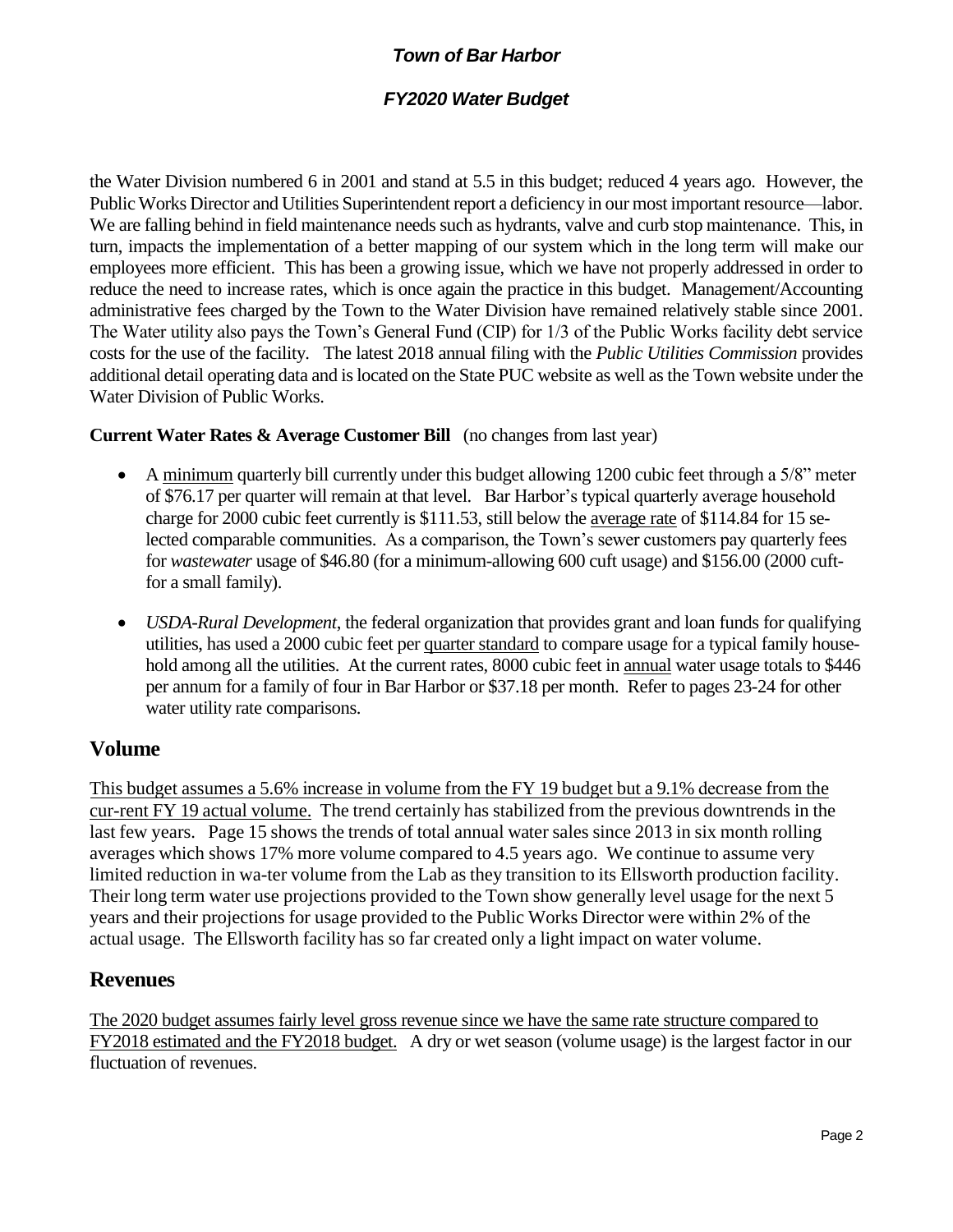the Water Division numbered 6 in 2001 and stand at 5.5 in this budget; reduced 4 years ago. However, the Public Works Director and Utilities Superintendent report a deficiency in our most important resource—labor. We are falling behind in field maintenance needs such as hydrants, valve and curb stop maintenance. This, in turn, impacts the implementation of a better mapping of our system which in the long term will make our employees more efficient. This has been a growing issue, which we have not properly addressed in order to reduce the need to increase rates, which is once again the practice in this budget. Management/Accounting administrative fees charged by the Town to the Water Division have remained relatively stable since 2001. The Water utility also pays the Town's General Fund (CIP) for 1/3 of the Public Works facility debt service costs for the use of the facility. The latest 2018 annual filing with the *Public Utilities Commission* provides additional detail operating data and is located on the State PUC website as well as the Town website under the Water Division of Public Works.

**Current Water Rates & Average Customer Bill** (no changes from last year)

- A minimum quarterly bill currently under this budget allowing 1200 cubic feet through a 5/8" meter of $76.17 per quarter will remain at that level. Bar Harbor's typical quarterly average household charge for 2000 cubic feet currently is $111.53, still below the average rate of $114.84 for 15 selected comparable communities. As a comparison, the Town's sewer customers pay quarterly fees for *wastewater* usage of $46.80 (for a minimum-allowing 600 cuft usage) and $156.00 (2000 cuft-for a small family).
- *USDA-Rural Development*, the federal organization that provides grant and loan funds for qualifying utilities, has used a 2000 cubic feet per quarter standard to compare usage for a typical family household among all the utilities. At the current rates, 8000 cubic feet in annual water usage totals to $446 per annum for a family of four in Bar Harbor or $37.18 per month. Refer to pages 23-24 for other water utility rate comparisons.

## Volume

This budget assumes a 5.6% increase in volume from the FY 19 budget but a 9.1% decrease from the cur-rent FY 19 actual volume. The trend certainly has stabilized from the previous downtrends in the last few years. Page 15 shows the trends of total annual water sales since 2013 in six month rolling averages which shows 17% more volume compared to 4.5 years ago. We continue to assume very limited reduction in wa-ter volume from the Lab as they transition to its Ellsworth production facility. Their long term water use projections provided to the Town show generally level usage for the next 5 years and their projections for usage provided to the Public Works Director were within 2% of the actual usage. The Ellsworth facility has so far created only a light impact on water volume.

## Revenues

The 2020 budget assumes fairly level gross revenue since we have the same rate structure compared to FY2018 estimated and the FY2018 budget. A dry or wet season (volume usage) is the largest factor in our fluctuation of revenues.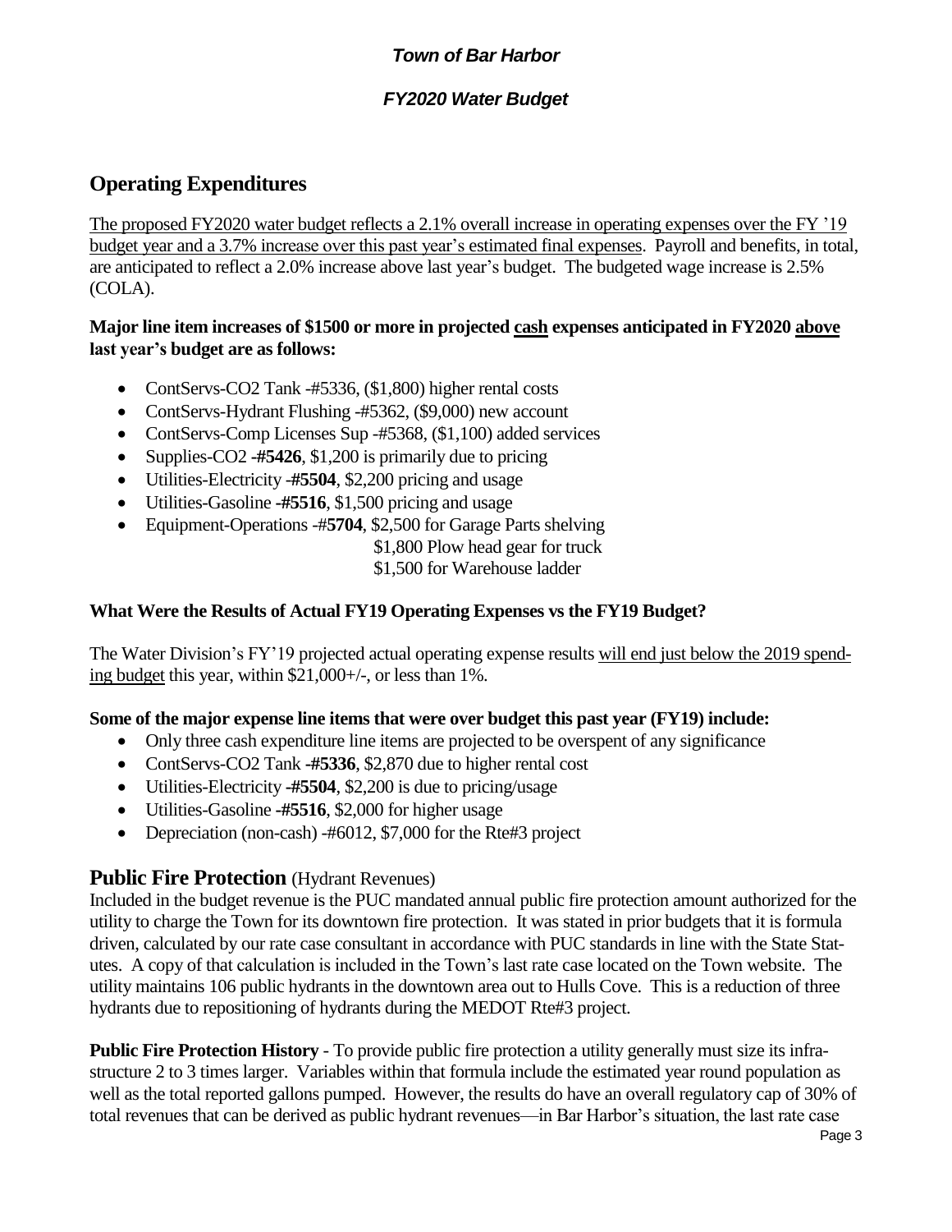*Town of Bar Harbor*

*FY2020 Water Budget*

## Operating Expenditures

The proposed FY2020 water budget reflects a 2.1% overall increase in operating expenses over the FY '19 budget year and a 3.7% increase over this past year's estimated final expenses. Payroll and benefits, in total, are anticipated to reflect a 2.0% increase above last year's budget. The budgeted wage increase is 2.5% (COLA).

**Major line item increases of $1500 or more in projected cash expenses anticipated in FY2020 above last year's budget are as follows:**

- ContServs-CO2 Tank -#5336, ($1,800) higher rental costs
- ContServs-Hydrant Flushing -#5362, ($9,000) new account
- ContServs-Comp Licenses Sup -#5368, ($1,100) added services
- Supplies-CO2 -**#5426**, $1,200 is primarily due to pricing
- Utilities-Electricity -**#5504**, $2,200 pricing and usage
- Utilities-Gasoline -**#5516**, $1,500 pricing and usage
- Equipment-Operations -#**5704**, $2,500 for Garage Parts shelving
  $1,800 Plow head gear for truck
  $1,500 for Warehouse ladder

**What Were the Results of Actual FY19 Operating Expenses vs the FY19 Budget?**

The Water Division's FY'19 projected actual operating expense results will end just below the 2019 spending budget this year, within $21,000+/-, or less than 1%.

**Some of the major expense line items that were over budget this past year (FY19) include:**

- Only three cash expenditure line items are projected to be overspent of any significance
- ContServs-CO2 Tank -**#5336**, $2,870 due to higher rental cost
- Utilities-Electricity -**#5504**, $2,200 is due to pricing/usage
- Utilities-Gasoline -**#5516**, $2,000 for higher usage
- Depreciation (non-cash) -#6012, $7,000 for the Rte#3 project

## Public Fire Protection (Hydrant Revenues)

Included in the budget revenue is the PUC mandated annual public fire protection amount authorized for the utility to charge the Town for its downtown fire protection. It was stated in prior budgets that it is formula driven, calculated by our rate case consultant in accordance with PUC standards in line with the State Statutes. A copy of that calculation is included in the Town's last rate case located on the Town website. The utility maintains 106 public hydrants in the downtown area out to Hulls Cove. This is a reduction of three hydrants due to repositioning of hydrants during the MEDOT Rte#3 project.

**Public Fire Protection History** - To provide public fire protection a utility generally must size its infrastructure 2 to 3 times larger. Variables within that formula include the estimated year round population as well as the total reported gallons pumped. However, the results do have an overall regulatory cap of 30% of total revenues that can be derived as public hydrant revenues—in Bar Harbor's situation, the last rate case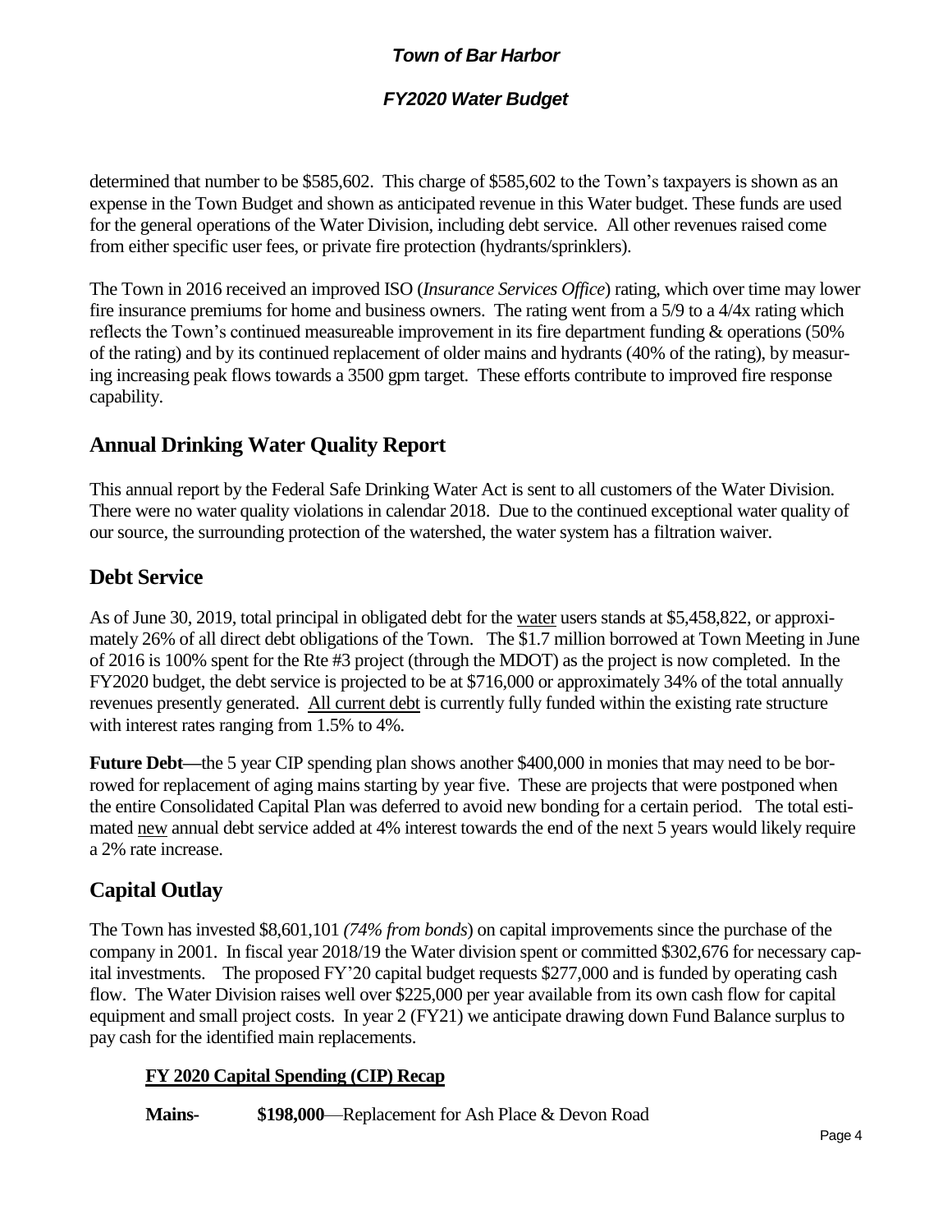determined that number to be $585,602. This charge of $585,602 to the Town's taxpayers is shown as an expense in the Town Budget and shown as anticipated revenue in this Water budget. These funds are used for the general operations of the Water Division, including debt service. All other revenues raised come from either specific user fees, or private fire protection (hydrants/sprinklers).

The Town in 2016 received an improved ISO (*Insurance Services Office*) rating, which over time may lower fire insurance premiums for home and business owners. The rating went from a 5/9 to a 4/4x rating which reflects the Town's continued measureable improvement in its fire department funding & operations (50% of the rating) and by its continued replacement of older mains and hydrants (40% of the rating), by measuring increasing peak flows towards a 3500 gpm target. These efforts contribute to improved fire response capability.

## Annual Drinking Water Quality Report

This annual report by the Federal Safe Drinking Water Act is sent to all customers of the Water Division. There were no water quality violations in calendar 2018. Due to the continued exceptional water quality of our source, the surrounding protection of the watershed, the water system has a filtration waiver.

## Debt Service

As of June 30, 2019, total principal in obligated debt for the <u>water</u> users stands at $5,458,822, or approximately 26% of all direct debt obligations of the Town. The $1.7 million borrowed at Town Meeting in June of 2016 is 100% spent for the Rte #3 project (through the MDOT) as the project is now completed. In the FY2020 budget, the debt service is projected to be at $716,000 or approximately 34% of the total annually revenues presently generated. <u>All current debt</u> is currently fully funded within the existing rate structure with interest rates ranging from 1.5% to 4%.

**Future Debt**—the 5 year CIP spending plan shows another $400,000 in monies that may need to be borrowed for replacement of aging mains starting by year five. These are projects that were postponed when the entire Consolidated Capital Plan was deferred to avoid new bonding for a certain period. The total estimated <u>new</u> annual debt service added at 4% interest towards the end of the next 5 years would likely require a 2% rate increase.

## Capital Outlay

The Town has invested $8,601,101 (*74% from bonds*) on capital improvements since the purchase of the company in 2001. In fiscal year 2018/19 the Water division spent or committed $302,676 for necessary capital investments. The proposed FY'20 capital budget requests $277,000 and is funded by operating cash flow. The Water Division raises well over $225,000 per year available from its own cash flow for capital equipment and small project costs. In year 2 (FY21) we anticipate drawing down Fund Balance surplus to pay cash for the identified main replacements.

### <u>FY 2020 Capital Spending (CIP) Recap</u>

**Mains-** **$198,000**—Replacement for Ash Place & Devon Road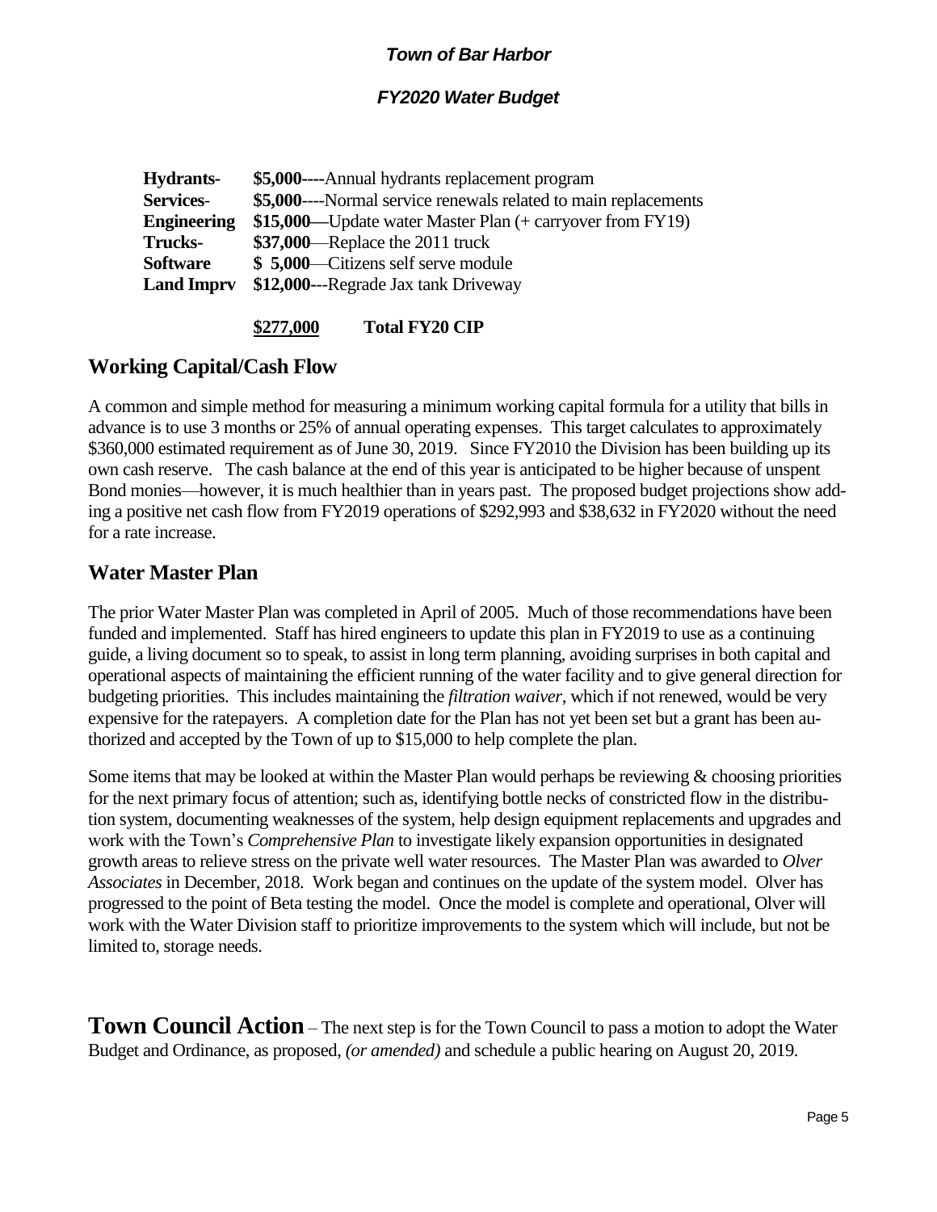| | |
|---|---|
| **Hydrants-** | **$5,000----**Annual hydrants replacement program |
| **Services-** | **$5,000**----Normal service renewals related to main replacements |
| **Engineering** | **$15,000—**Update water Master Plan (+ carryover from FY19) |
| **Trucks-** | **$37,000**—Replace the 2011 truck |
| **Software** | **$ 5,000**—Citizens self serve module |
| **Land Imprv** | **$12,000**---Regrade Jax tank Driveway |
| | |
| | **<u>$277,000</u>** **Total FY20 CIP** |

## Working Capital/Cash Flow

A common and simple method for measuring a minimum working capital formula for a utility that bills in advance is to use 3 months or 25% of annual operating expenses. This target calculates to approximately $360,000 estimated requirement as of June 30, 2019. Since FY2010 the Division has been building up its own cash reserve. The cash balance at the end of this year is anticipated to be higher because of unspent Bond monies—however, it is much healthier than in years past. The proposed budget projections show adding a positive net cash flow from FY2019 operations of $292,993 and $38,632 in FY2020 without the need for a rate increase.

## Water Master Plan

The prior Water Master Plan was completed in April of 2005. Much of those recommendations have been funded and implemented. Staff has hired engineers to update this plan in FY2019 to use as a continuing guide, a living document so to speak, to assist in long term planning, avoiding surprises in both capital and operational aspects of maintaining the efficient running of the water facility and to give general direction for budgeting priorities. This includes maintaining the *filtration waiver*, which if not renewed, would be very expensive for the ratepayers. A completion date for the Plan has not yet been set but a grant has been authorized and accepted by the Town of up to $15,000 to help complete the plan.

Some items that may be looked at within the Master Plan would perhaps be reviewing & choosing priorities for the next primary focus of attention; such as, identifying bottle necks of constricted flow in the distribution system, documenting weaknesses of the system, help design equipment replacements and upgrades and work with the Town's *Comprehensive Plan* to investigate likely expansion opportunities in designated growth areas to relieve stress on the private well water resources. The Master Plan was awarded to *Olver Associates* in December, 2018. Work began and continues on the update of the system model. Olver has progressed to the point of Beta testing the model. Once the model is complete and operational, Olver will work with the Water Division staff to prioritize improvements to the system which will include, but not be limited to, storage needs.

**Town Council Action** – The next step is for the Town Council to pass a motion to adopt the Water Budget and Ordinance, as proposed, *(or amended)* and schedule a public hearing on August 20, 2019.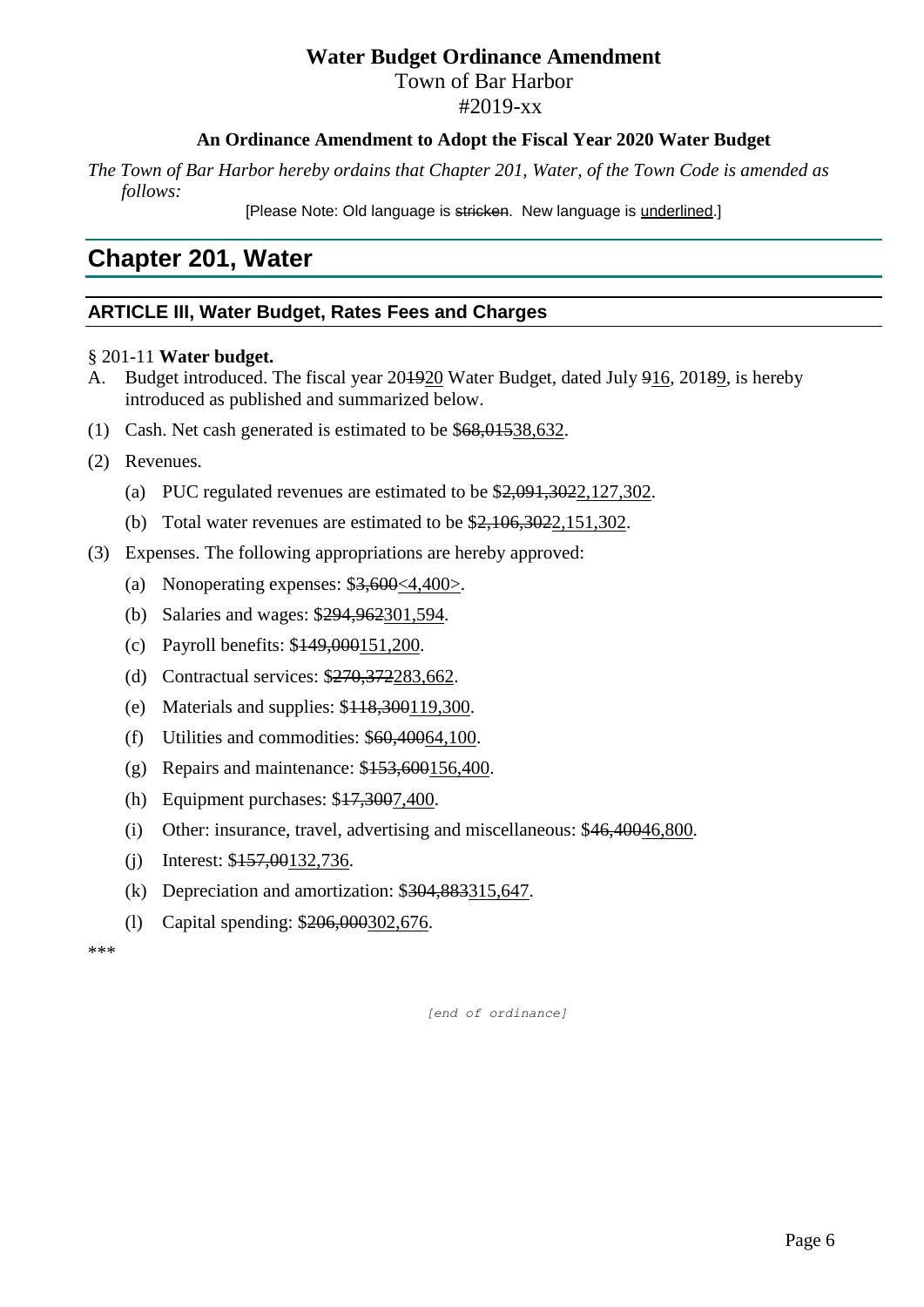# Water Budget Ordinance Amendment

Town of Bar Harbor

#2019-xx

**An Ordinance Amendment to Adopt the Fiscal Year 2020 Water Budget**

*The Town of Bar Harbor hereby ordains that Chapter 201, Water, of the Town Code is amended as follows:*

[Please Note: Old language is ~~stricken~~. New language is <u>underlined</u>.]

## Chapter 201, Water

### ARTICLE III, Water Budget, Rates Fees and Charges

§ 201-11 **Water budget.**

A. Budget introduced. The fiscal year 20~~19~~<u>20</u> Water Budget, dated July ~~9~~<u>16</u>, 201~~8~~<u>9</u>, is hereby introduced as published and summarized below.

(1) Cash. Net cash generated is estimated to be $~~68,015~~<u>38,632</u>.

(2) Revenues.

- (a) PUC regulated revenues are estimated to be $~~2,091,302~~<u>2,127,302</u>.
- (b) Total water revenues are estimated to be $~~2,106,302~~<u>2,151,302</u>.

(3) Expenses. The following appropriations are hereby approved:

- (a) Nonoperating expenses: $~~3,600~~<u><4,400></u>.
- (b) Salaries and wages: $~~294,962~~<u>301,594</u>.
- (c) Payroll benefits: $~~149,000~~<u>151,200</u>.
- (d) Contractual services: $~~270,372~~<u>283,662</u>.
- (e) Materials and supplies: $~~118,300~~<u>119,300</u>.
- (f) Utilities and commodities: $~~60,400~~<u>64,100</u>.
- (g) Repairs and maintenance: $~~153,600~~<u>156,400</u>.
- (h) Equipment purchases: $~~17,300~~<u>7,400</u>.
- (i) Other: insurance, travel, advertising and miscellaneous: $~~46,400~~<u>46,800</u>.
- (j) Interest: $~~157,00~~<u>132,736</u>.
- (k) Depreciation and amortization: $~~304,883~~<u>315,647</u>.
- (l) Capital spending: $~~206,000~~<u>302,676</u>.

***

*[end of ordinance]*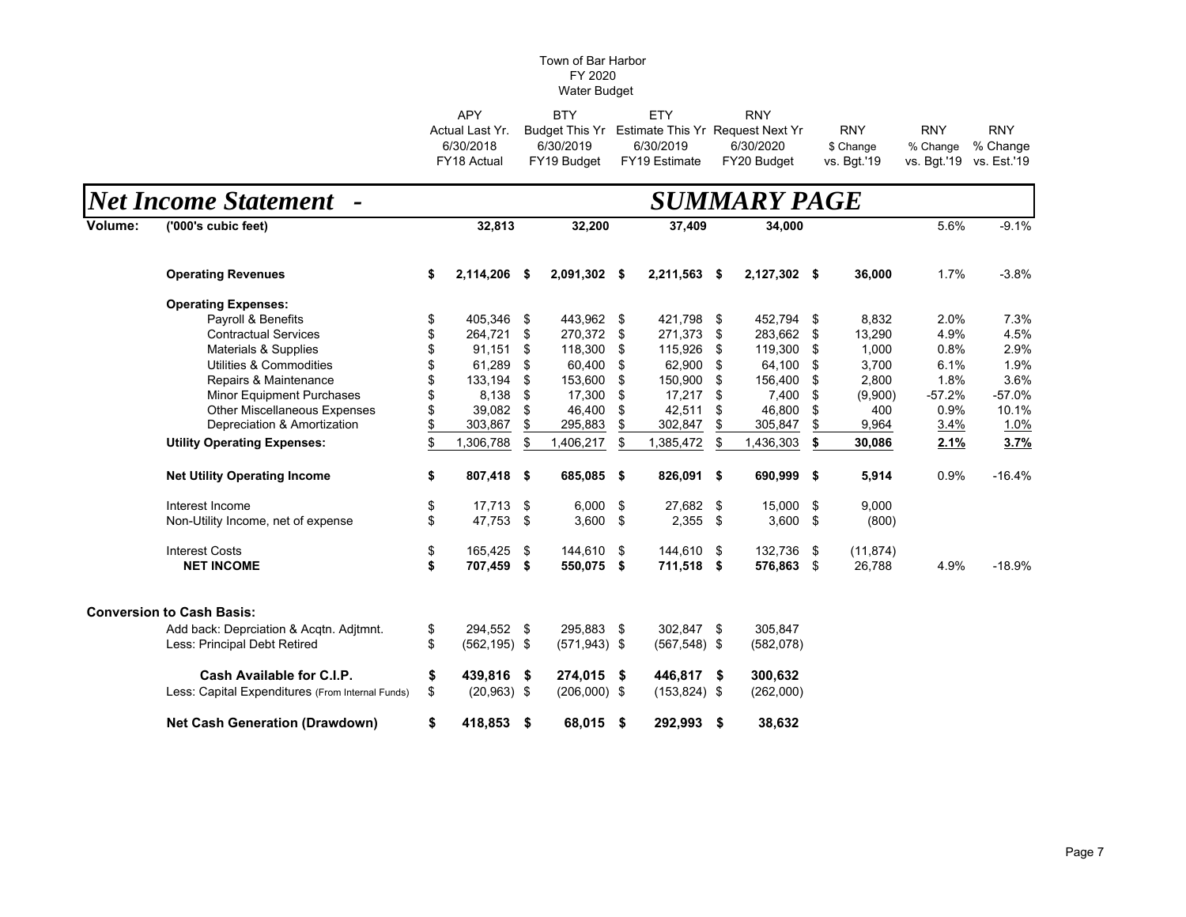Town of Bar Harbor
FY 2020
Water Budget

## *Net Income Statement - SUMMARY PAGE*

| | APY Actual Last Yr. 6/30/2018 FY18 Actual | BTY Budget This Yr 6/30/2019 FY19 Budget | ETY Estimate This Yr 6/30/2019 FY19 Estimate | RNY Request Next Yr 6/30/2020 FY20 Budget | RNY $ Change vs. Bgt.'19 | RNY % Change vs. Bgt.'19 | RNY % Change vs. Est.'19 |
|---|---|---|---|---|---|---|---|
| **Volume: ('000's cubic feet)** | **32,813** | **32,200** | **37,409** | **34,000** | | 5.6% | -9.1% |
| **Operating Revenues** | **$ 2,114,206** | **$ 2,091,302** | **$ 2,211,563** | **$ 2,127,302** | **$ 36,000** | 1.7% | -3.8% |
| **Operating Expenses:** | | | | | | | |
| Payroll & Benefits | $ 405,346 | $ 443,962 | $ 421,798 | $ 452,794 | $ 8,832 | 2.0% | 7.3% |
| Contractual Services | $ 264,721 | $ 270,372 | $ 271,373 | $ 283,662 | $ 13,290 | 4.9% | 4.5% |
| Materials & Supplies | $ 91,151 | $ 118,300 | $ 115,926 | $ 119,300 | $ 1,000 | 0.8% | 2.9% |
| Utilities & Commodities | $ 61,289 | $ 60,400 | $ 62,900 | $ 64,100 | $ 3,700 | 6.1% | 1.9% |
| Repairs & Maintenance | $ 133,194 | $ 153,600 | $ 150,900 | $ 156,400 | $ 2,800 | 1.8% | 3.6% |
| Minor Equipment Purchases | $ 8,138 | $ 17,300 | $ 17,217 | $ 7,400 | $ (9,900) | -57.2% | -57.0% |
| Other Miscellaneous Expenses | $ 39,082 | $ 46,400 | $ 42,511 | $ 46,800 | $ 400 | 0.9% | 10.1% |
| Depreciation & Amortization | $ 303,867 | $ 295,883 | $ 302,847 | $ 305,847 | $ 9,964 | 3.4% | 1.0% |
| **Utility Operating Expenses:** | $ 1,306,788 | $ 1,406,217 | $ 1,385,472 | $ 1,436,303 | **$ 30,086** | **2.1%** | **3.7%** |
| **Net Utility Operating Income** | **$ 807,418** | **$ 685,085** | **$ 826,091** | **$ 690,999** | **$ 5,914** | 0.9% | -16.4% |
| Interest Income | $ 17,713 | $ 6,000 | $ 27,682 | $ 15,000 | $ 9,000 | | |
| Non-Utility Income, net of expense | $ 47,753 | $ 3,600 | $ 2,355 | $ 3,600 | $ (800) | | |
| Interest Costs | $ 165,425 | $ 144,610 | $ 144,610 | $ 132,736 | $ (11,874) | | |
| **NET INCOME** | **$ 707,459** | **$ 550,075** | **$ 711,518** | **$ 576,863** | $ 26,788 | 4.9% | -18.9% |
| **Conversion to Cash Basis:** | | | | | | | |
| Add back: Deprciation & Acqtn. Adjtmnt. | $ 294,552 | $ 295,883 | $ 302,847 | $ 305,847 | | | |
| Less: Principal Debt Retired | $ (562,195) | $ (571,943) | $ (567,548) | $ (582,078) | | | |
| **Cash Available for C.I.P.** | **$ 439,816** | **$ 274,015** | **$ 446,817** | **$ 300,632** | | | |
| Less: Capital Expenditures (From Internal Funds) | $ (20,963) | $ (206,000) | $ (153,824) | $ (262,000) | | | |
| **Net Cash Generation (Drawdown)** | **$ 418,853** | **$ 68,015** | **$ 292,993** | **$ 38,632** | | | |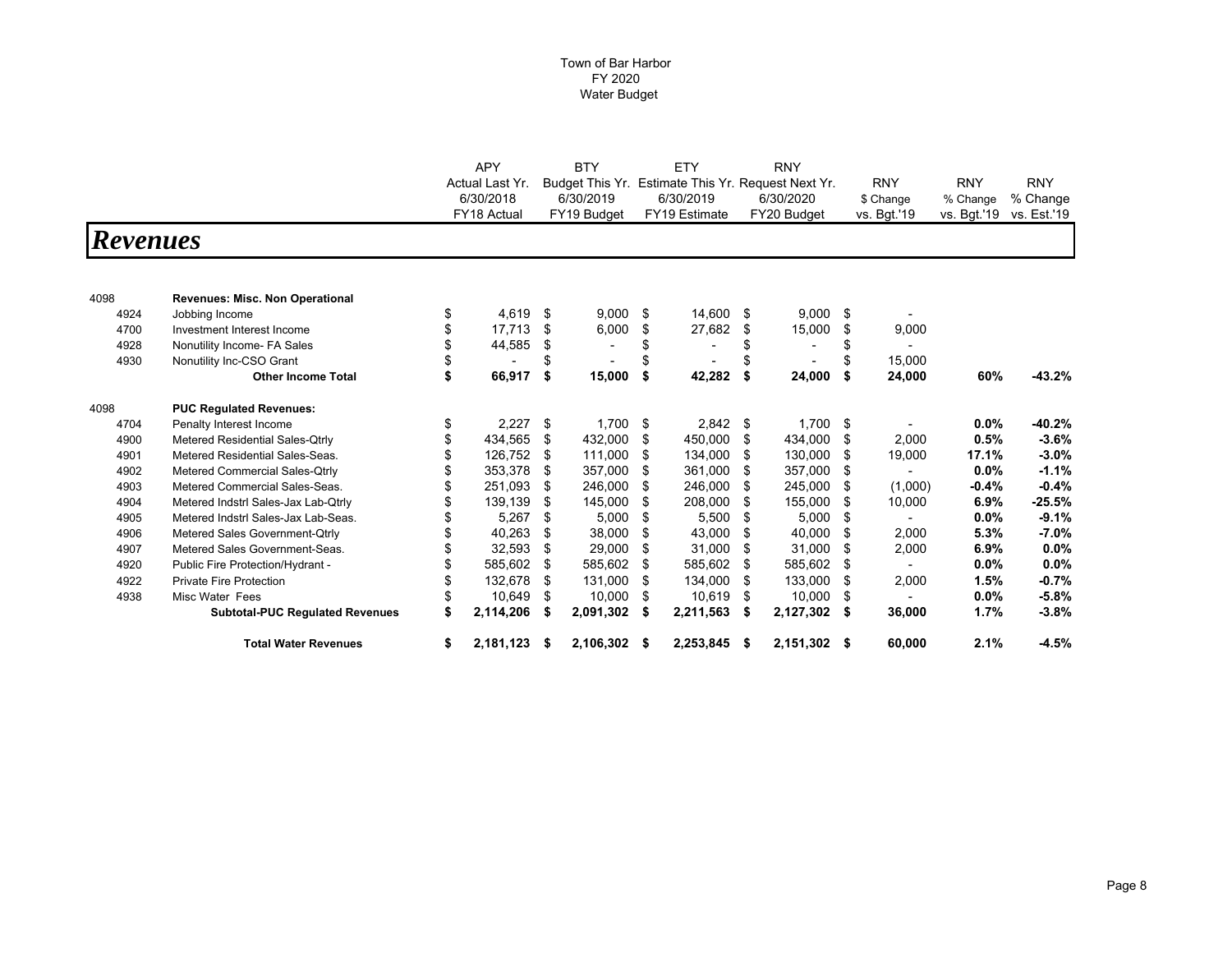Town of Bar Harbor
FY 2020
Water Budget

# Revenues

| | | APY Actual Last Yr. 6/30/2018 FY18 Actual | BTY Budget This Yr. 6/30/2019 FY19 Budget | ETY Estimate This Yr. 6/30/2019 FY19 Estimate | RNY Request Next Yr. 6/30/2020 FY20 Budget | RNY $ Change vs. Bgt.'19 | RNY % Change vs. Bgt.'19 | RNY % Change vs. Est.'19 |
|---|---|---|---|---|---|---|---|---|
| 4098 | **Revenues: Misc. Non Operational** | | | | | | | |
| 4924 | Jobbing Income | $ 4,619 | $ 9,000 | $ 14,600 | $ 9,000 | $ - | | |
| 4700 | Investment Interest Income | $ 17,713 | $ 6,000 | $ 27,682 | $ 15,000 | $ 9,000 | | |
| 4928 | Nonutility Income- FA Sales | $ 44,585 | $ - | $ - | $ - | $ - | | |
| 4930 | Nonutility Inc-CSO Grant | $ - | $ - | $ - | $ - | $ 15,000 | | |
| | **Other Income Total** | **$ 66,917** | **$ 15,000** | **$ 42,282** | **$ 24,000** | **$ 24,000** | **60%** | **-43.2%** |
| 4098 | **PUC Regulated Revenues:** | | | | | | | |
| 4704 | Penalty Interest Income | $ 2,227 | $ 1,700 | $ 2,842 | $ 1,700 | $ - | **0.0%** | **-40.2%** |
| 4900 | Metered Residential Sales-Qtrly | $ 434,565 | $ 432,000 | $ 450,000 | $ 434,000 | $ 2,000 | **0.5%** | **-3.6%** |
| 4901 | Metered Residential Sales-Seas. | $ 126,752 | $ 111,000 | $ 134,000 | $ 130,000 | $ 19,000 | **17.1%** | **-3.0%** |
| 4902 | Metered Commercial Sales-Qtrly | $ 353,378 | $ 357,000 | $ 361,000 | $ 357,000 | $ - | **0.0%** | **-1.1%** |
| 4903 | Metered Commercial Sales-Seas. | $ 251,093 | $ 246,000 | $ 246,000 | $ 245,000 | $ (1,000) | **-0.4%** | **-0.4%** |
| 4904 | Metered Indstrl Sales-Jax Lab-Qtrly | $ 139,139 | $ 145,000 | $ 208,000 | $ 155,000 | $ 10,000 | **6.9%** | **-25.5%** |
| 4905 | Metered Indstrl Sales-Jax Lab-Seas. | $ 5,267 | $ 5,000 | $ 5,500 | $ 5,000 | $ - | **0.0%** | **-9.1%** |
| 4906 | Metered Sales Government-Qtrly | $ 40,263 | $ 38,000 | $ 43,000 | $ 40,000 | $ 2,000 | **5.3%** | **-7.0%** |
| 4907 | Metered Sales Government-Seas. | $ 32,593 | $ 29,000 | $ 31,000 | $ 31,000 | $ 2,000 | **6.9%** | **0.0%** |
| 4920 | Public Fire Protection/Hydrant - | $ 585,602 | $ 585,602 | $ 585,602 | $ 585,602 | $ - | **0.0%** | **0.0%** |
| 4922 | Private Fire Protection | $ 132,678 | $ 131,000 | $ 134,000 | $ 133,000 | $ 2,000 | **1.5%** | **-0.7%** |
| 4938 | Misc Water Fees | $ 10,649 | $ 10,000 | $ 10,619 | $ 10,000 | $ - | **0.0%** | **-5.8%** |
| | **Subtotal-PUC Regulated Revenues** | **$ 2,114,206** | **$ 2,091,302** | **$ 2,211,563** | **$ 2,127,302** | **$ 36,000** | **1.7%** | **-3.8%** |
| | **Total Water Revenues** | **$ 2,181,123** | **$ 2,106,302** | **$ 2,253,845** | **$ 2,151,302** | **$ 60,000** | **2.1%** | **-4.5%** |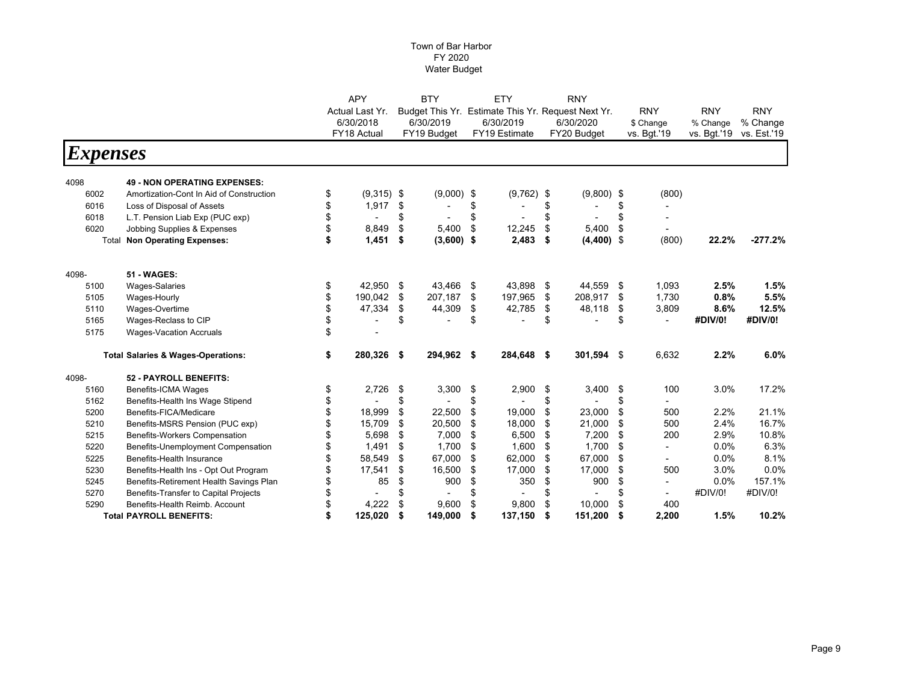# Town of Bar Harbor
## FY 2020
## Water Budget

## *Expenses*

| | | APY Actual Last Yr. 6/30/2018 FY18 Actual | BTY Budget This Yr. 6/30/2019 FY19 Budget | ETY Estimate This Yr. 6/30/2019 FY19 Estimate | RNY Request Next Yr. 6/30/2020 FY20 Budget | RNY $ Change vs. Bgt.'19 | RNY % Change vs. Bgt.'19 | RNY % Change vs. Est.'19 |
|---|---|---|---|---|---|---|---|---|
| 4098 | **49 - NON OPERATING EXPENSES:** | | | | | | | |
| 6002 | Amortization-Cont In Aid of Construction | $ (9,315) | $ (9,000) | $ (9,762) | $ (9,800) | $ (800) | | |
| 6016 | Loss of Disposal of Assets | $ 1,917 | $ - | $ - | $ - | $ - | | |
| 6018 | L.T. Pension Liab Exp (PUC exp) | $ - | $ - | $ - | $ - | $ - | | |
| 6020 | Jobbing Supplies & Expenses | $ 8,849 | $ 5,400 | $ 12,245 | $ 5,400 | $ - | | |
| Total | **Non Operating Expenses:** | **$ 1,451** | **$ (3,600)** | **$ 2,483** | **$ (4,400)** | $ (800) | **22.2%** | **-277.2%** |
| 4098- | **51 - WAGES:** | | | | | | | |
| 5100 | Wages-Salaries | $ 42,950 | $ 43,466 | $ 43,898 | $ 44,559 | $ 1,093 | **2.5%** | **1.5%** |
| 5105 | Wages-Hourly | $ 190,042 | $ 207,187 | $ 197,965 | $ 208,917 | $ 1,730 | **0.8%** | **5.5%** |
| 5110 | Wages-Overtime | $ 47,334 | $ 44,309 | $ 42,785 | $ 48,118 | $ 3,809 | **8.6%** | **12.5%** |
| 5165 | Wages-Reclass to CIP | $ - | $ - | $ - | $ - | $ - | **#DIV/0!** | **#DIV/0!** |
| 5175 | Wages-Vacation Accruals | $ - | | | | | | |
| | **Total Salaries & Wages-Operations:** | **$ 280,326** | **$ 294,962** | **$ 284,648** | **$ 301,594** | $ 6,632 | **2.2%** | **6.0%** |
| 4098- | **52 - PAYROLL BENEFITS:** | | | | | | | |
| 5160 | Benefits-ICMA Wages | $ 2,726 | $ 3,300 | $ 2,900 | $ 3,400 | $ 100 | 3.0% | 17.2% |
| 5162 | Benefits-Health Ins Wage Stipend | $ - | $ - | $ - | $ - | $ - | | |
| 5200 | Benefits-FICA/Medicare | $ 18,999 | $ 22,500 | $ 19,000 | $ 23,000 | $ 500 | 2.2% | 21.1% |
| 5210 | Benefits-MSRS Pension (PUC exp) | $ 15,709 | $ 20,500 | $ 18,000 | $ 21,000 | $ 500 | 2.4% | 16.7% |
| 5215 | Benefits-Workers Compensation | $ 5,698 | $ 7,000 | $ 6,500 | $ 7,200 | $ 200 | 2.9% | 10.8% |
| 5220 | Benefits-Unemployment Compensation | $ 1,491 | $ 1,700 | $ 1,600 | $ 1,700 | $ - | 0.0% | 6.3% |
| 5225 | Benefits-Health Insurance | $ 58,549 | $ 67,000 | $ 62,000 | $ 67,000 | $ - | 0.0% | 8.1% |
| 5230 | Benefits-Health Ins - Opt Out Program | $ 17,541 | $ 16,500 | $ 17,000 | $ 17,000 | $ 500 | 3.0% | 0.0% |
| 5245 | Benefits-Retirement Health Savings Plan | $ 85 | $ 900 | $ 350 | $ 900 | $ - | 0.0% | 157.1% |
| 5270 | Benefits-Transfer to Capital Projects | $ - | $ - | $ - | $ - | $ - | #DIV/0! | #DIV/0! |
| 5290 | Benefits-Health Reimb. Account | $ 4,222 | $ 9,600 | $ 9,800 | $ 10,000 | $ 400 | | |
| | **Total PAYROLL BENEFITS:** | **$ 125,020** | **$ 149,000** | **$ 137,150** | **$ 151,200** | **$ 2,200** | **1.5%** | **10.2%** |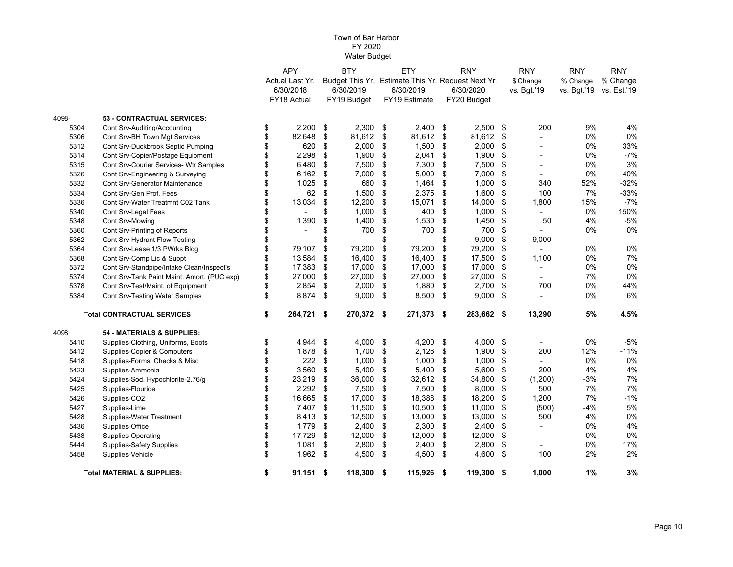Town of Bar Harbor
FY 2020
Water Budget

| | | APY Actual Last Yr. 6/30/2018 FY18 Actual | BTY Budget This Yr. 6/30/2019 FY19 Budget | ETY Estimate This Yr. 6/30/2019 FY19 Estimate | RNY Request Next Yr. 6/30/2020 FY20 Budget | RNY $ Change vs. Bgt.'19 | RNY % Change vs. Bgt.'19 | RNY % Change vs. Est.'19 |
|---|---|---|---|---|---|---|---|---|
| 4098- | **53 - CONTRACTUAL SERVICES:** | | | | | | | |
| 5304 | Cont Srv-Auditing/Accounting | $ 2,200 | $ 2,300 | $ 2,400 | $ 2,500 | $ 200 | 9% | 4% |
| 5306 | Cont Srv-BH Town Mgt Services | $ 82,648 | $ 81,612 | $ 81,612 | $ 81,612 | $ - | 0% | 0% |
| 5312 | Cont Srv-Duckbrook Septic Pumping | $ 620 | $ 2,000 | $ 1,500 | $ 2,000 | $ - | 0% | 33% |
| 5314 | Cont Srv-Copier/Postage Equipment | $ 2,298 | $ 1,900 | $ 2,041 | $ 1,900 | $ - | 0% | -7% |
| 5315 | Cont Srv-Courier Services- Wtr Samples | $ 6,480 | $ 7,500 | $ 7,300 | $ 7,500 | $ - | 0% | 3% |
| 5326 | Cont Srv-Engineering & Surveying | $ 6,162 | $ 7,000 | $ 5,000 | $ 7,000 | $ - | 0% | 40% |
| 5332 | Cont Srv-Generator Maintenance | $ 1,025 | $ 660 | $ 1,464 | $ 1,000 | $ 340 | 52% | -32% |
| 5334 | Cont Srv-Gen Prof. Fees | $ 62 | $ 1,500 | $ 2,375 | $ 1,600 | $ 100 | 7% | -33% |
| 5336 | Cont Srv-Water Treatmnt C02 Tank | $ 13,034 | $ 12,200 | $ 15,071 | $ 14,000 | $ 1,800 | 15% | -7% |
| 5340 | Cont Srv-Legal Fees | $ - | $ 1,000 | $ 400 | $ 1,000 | $ - | 0% | 150% |
| 5348 | Cont Srv-Mowing | $ 1,390 | $ 1,400 | $ 1,530 | $ 1,450 | $ 50 | 4% | -5% |
| 5360 | Cont Srv-Printing of Reports | $ - | $ 700 | $ 700 | $ 700 | $ - | 0% | 0% |
| 5362 | Cont Srv-Hydrant Flow Testing | $ - | $ - | $ - | $ 9,000 | $ 9,000 | | |
| 5364 | Cont Srv-Lease 1/3 PWrks Bldg | $ 79,107 | $ 79,200 | $ 79,200 | $ 79,200 | $ - | 0% | 0% |
| 5368 | Cont Srv-Comp Lic & Suppt | $ 13,584 | $ 16,400 | $ 16,400 | $ 17,500 | $ 1,100 | 0% | 7% |
| 5372 | Cont Srv-Standpipe/Intake Clean/Inspect's | $ 17,383 | $ 17,000 | $ 17,000 | $ 17,000 | $ - | 0% | 0% |
| 5374 | Cont Srv-Tank Paint Maint. Amort. (PUC exp) | $ 27,000 | $ 27,000 | $ 27,000 | $ 27,000 | $ - | 7% | 0% |
| 5378 | Cont Srv-Test/Maint. of Equipment | $ 2,854 | $ 2,000 | $ 1,880 | $ 2,700 | $ 700 | 0% | 44% |
| 5384 | Cont Srv-Testing Water Samples | $ 8,874 | $ 9,000 | $ 8,500 | $ 9,000 | $ - | 0% | 6% |
| | **Total CONTRACTUAL SERVICES** | **$ 264,721** | **$ 270,372** | **$ 271,373** | **$ 283,662** | **$ 13,290** | **5%** | **4.5%** |
| 4098 | **54 - MATERIALS & SUPPLIES:** | | | | | | | |
| 5410 | Supplies-Clothing, Uniforms, Boots | $ 4,944 | $ 4,000 | $ 4,200 | $ 4,000 | $ - | 0% | -5% |
| 5412 | Supplies-Copier & Computers | $ 1,878 | $ 1,700 | $ 2,126 | $ 1,900 | $ 200 | 12% | -11% |
| 5418 | Supplies-Forms, Checks & Misc | $ 222 | $ 1,000 | $ 1,000 | $ 1,000 | $ - | 0% | 0% |
| 5423 | Supplies-Ammonia | $ 3,560 | $ 5,400 | $ 5,400 | $ 5,600 | $ 200 | 4% | 4% |
| 5424 | Supplies-Sod. Hypochlorite-2.76/g | $ 23,219 | $ 36,000 | $ 32,612 | $ 34,800 | $ (1,200) | -3% | 7% |
| 5425 | Supplies-Flouride | $ 2,292 | $ 7,500 | $ 7,500 | $ 8,000 | $ 500 | 7% | 7% |
| 5426 | Supplies-CO2 | $ 16,665 | $ 17,000 | $ 18,388 | $ 18,200 | $ 1,200 | 7% | -1% |
| 5427 | Supplies-Lime | $ 7,407 | $ 11,500 | $ 10,500 | $ 11,000 | $ (500) | -4% | 5% |
| 5428 | Supplies-Water Treatment | $ 8,413 | $ 12,500 | $ 13,000 | $ 13,000 | $ 500 | 4% | 0% |
| 5436 | Supplies-Office | $ 1,779 | $ 2,400 | $ 2,300 | $ 2,400 | $ - | 0% | 4% |
| 5438 | Supplies-Operating | $ 17,729 | $ 12,000 | $ 12,000 | $ 12,000 | $ - | 0% | 0% |
| 5444 | Supplies-Safety Supplies | $ 1,081 | $ 2,800 | $ 2,400 | $ 2,800 | $ - | 0% | 17% |
| 5458 | Supplies-Vehicle | $ 1,962 | $ 4,500 | $ 4,500 | $ 4,600 | $ 100 | 2% | 2% |
| | **Total MATERIAL & SUPPLIES:** | **$ 91,151** | **$ 118,300** | **$ 115,926** | **$ 119,300** | **$ 1,000** | **1%** | **3%** |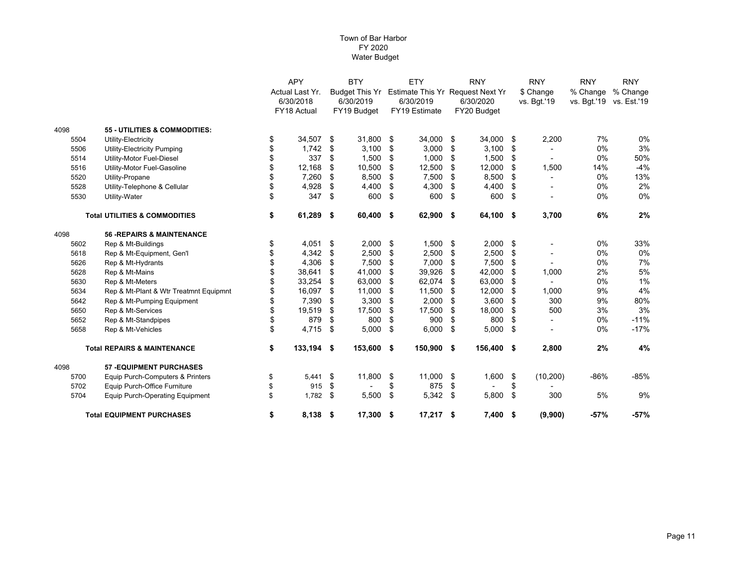# Town of Bar Harbor
## FY 2020
## Water Budget

| | | APY Actual Last Yr. 6/30/2018 FY18 Actual | BTY Budget This Yr 6/30/2019 FY19 Budget | ETY Estimate This Yr 6/30/2019 FY19 Estimate | RNY Request Next Yr 6/30/2020 FY20 Budget | RNY $ Change vs. Bgt.'19 | RNY % Change vs. Bgt.'19 | RNY % Change vs. Est.'19 |
|---|---|---|---|---|---|---|---|---|
| 4098 | **55 - UTILITIES & COMMODITIES:** | | | | | | | |
| 5504 | Utility-Electricity | $ 34,507 | $ 31,800 | $ 34,000 | $ 34,000 | $ 2,200 | 7% | 0% |
| 5506 | Utility-Electricity Pumping | $ 1,742 | $ 3,100 | $ 3,000 | $ 3,100 | $ - | 0% | 3% |
| 5514 | Utility-Motor Fuel-Diesel | $ 337 | $ 1,500 | $ 1,000 | $ 1,500 | $ - | 0% | 50% |
| 5516 | Utility-Motor Fuel-Gasoline | $ 12,168 | $ 10,500 | $ 12,500 | $ 12,000 | $ 1,500 | 14% | -4% |
| 5520 | Utility-Propane | $ 7,260 | $ 8,500 | $ 7,500 | $ 8,500 | $ - | 0% | 13% |
| 5528 | Utility-Telephone & Cellular | $ 4,928 | $ 4,400 | $ 4,300 | $ 4,400 | $ - | 0% | 2% |
| 5530 | Utility-Water | $ 347 | $ 600 | $ 600 | $ 600 | $ - | 0% | 0% |
| | **Total UTILITIES & COMMODITIES** | **$ 61,289** | **$ 60,400** | **$ 62,900** | **$ 64,100** | **$ 3,700** | **6%** | **2%** |
| 4098 | **56 -REPAIRS & MAINTENANCE** | | | | | | | |
| 5602 | Rep & Mt-Buildings | $ 4,051 | $ 2,000 | $ 1,500 | $ 2,000 | $ - | 0% | 33% |
| 5618 | Rep & Mt-Equipment, Gen'l | $ 4,342 | $ 2,500 | $ 2,500 | $ 2,500 | $ - | 0% | 0% |
| 5626 | Rep & Mt-Hydrants | $ 4,306 | $ 7,500 | $ 7,000 | $ 7,500 | $ - | 0% | 7% |
| 5628 | Rep & Mt-Mains | $ 38,641 | $ 41,000 | $ 39,926 | $ 42,000 | $ 1,000 | 2% | 5% |
| 5630 | Rep & Mt-Meters | $ 33,254 | $ 63,000 | $ 62,074 | $ 63,000 | $ - | 0% | 1% |
| 5634 | Rep & Mt-Plant & Wtr Treatmnt Equipmnt | $ 16,097 | $ 11,000 | $ 11,500 | $ 12,000 | $ 1,000 | 9% | 4% |
| 5642 | Rep & Mt-Pumping Equipment | $ 7,390 | $ 3,300 | $ 2,000 | $ 3,600 | $ 300 | 9% | 80% |
| 5650 | Rep & Mt-Services | $ 19,519 | $ 17,500 | $ 17,500 | $ 18,000 | $ 500 | 3% | 3% |
| 5652 | Rep & Mt-Standpipes | $ 879 | $ 800 | $ 900 | $ 800 | $ - | 0% | -11% |
| 5658 | Rep & Mt-Vehicles | $ 4,715 | $ 5,000 | $ 6,000 | $ 5,000 | $ - | 0% | -17% |
| | **Total REPAIRS & MAINTENANCE** | **$ 133,194** | **$ 153,600** | **$ 150,900** | **$ 156,400** | **$ 2,800** | **2%** | **4%** |
| 4098 | **57 -EQUIPMENT PURCHASES** | | | | | | | |
| 5700 | Equip Purch-Computers & Printers | $ 5,441 | $ 11,800 | $ 11,000 | $ 1,600 | $ (10,200) | -86% | -85% |
| 5702 | Equip Purch-Office Furniture | $ 915 | $ - | $ 875 | $ - | $ - | | |
| 5704 | Equip Purch-Operating Equipment | $ 1,782 | $ 5,500 | $ 5,342 | $ 5,800 | $ 300 | 5% | 9% |
| | **Total EQUIPMENT PURCHASES** | **$ 8,138** | **$ 17,300** | **$ 17,217** | **$ 7,400** | **$ (9,900)** | **-57%** | **-57%** |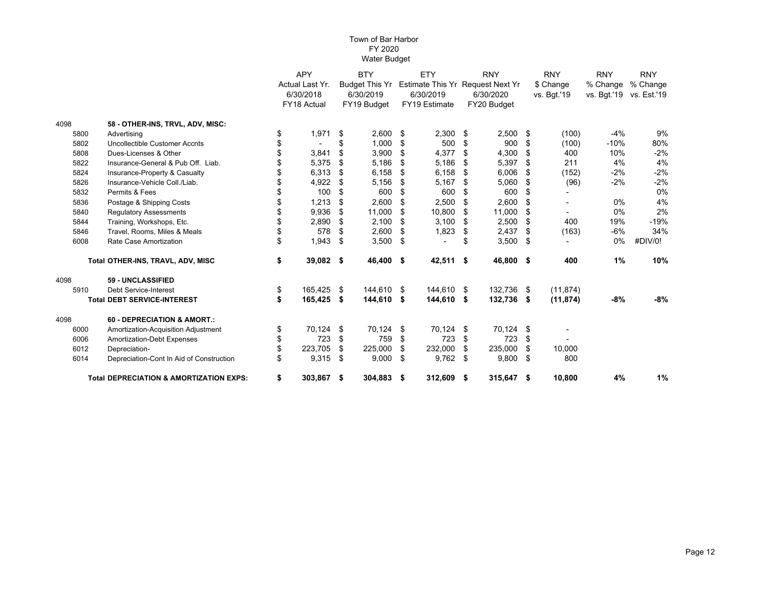# Town of Bar Harbor
## FY 2020
## Water Budget

| | | APY Actual Last Yr. 6/30/2018 FY18 Actual | BTY Budget This Yr 6/30/2019 FY19 Budget | ETY Estimate This Yr 6/30/2019 FY19 Estimate | RNY Request Next Yr 6/30/2020 FY20 Budget | RNY $ Change vs. Bgt.'19 | RNY % Change vs. Bgt.'19 | RNY % Change vs. Est.'19 |
|---|---|---|---|---|---|---|---|---|
| 4098 | **58 - OTHER-INS, TRVL, ADV, MISC:** | | | | | | | |
| 5800 | Advertising | $ 1,971 | $ 2,600 | $ 2,300 | $ 2,500 | $ (100) | -4% | 9% |
| 5802 | Uncollectible Customer Accnts | $ - | $ 1,000 | $ 500 | $ 900 | $ (100) | -10% | 80% |
| 5808 | Dues-Licenses & Other | $ 3,841 | $ 3,900 | $ 4,377 | $ 4,300 | $ 400 | 10% | -2% |
| 5822 | Insurance-General & Pub Off. Liab. | $ 5,375 | $ 5,186 | $ 5,186 | $ 5,397 | $ 211 | 4% | 4% |
| 5824 | Insurance-Property & Casualty | $ 6,313 | $ 6,158 | $ 6,158 | $ 6,006 | $ (152) | -2% | -2% |
| 5826 | Insurance-Vehicle Coll./Liab. | $ 4,922 | $ 5,156 | $ 5,167 | $ 5,060 | $ (96) | -2% | -2% |
| 5832 | Permits & Fees | $ 100 | $ 600 | $ 600 | $ 600 | $ - | | 0% |
| 5836 | Postage & Shipping Costs | $ 1,213 | $ 2,600 | $ 2,500 | $ 2,600 | $ - | 0% | 4% |
| 5840 | Regulatory Assessments | $ 9,936 | $ 11,000 | $ 10,800 | $ 11,000 | $ - | 0% | 2% |
| 5844 | Training, Workshops, Etc. | $ 2,890 | $ 2,100 | $ 3,100 | $ 2,500 | $ 400 | 19% | -19% |
| 5846 | Travel, Rooms, Miles & Meals | $ 578 | $ 2,600 | $ 1,823 | $ 2,437 | $ (163) | -6% | 34% |
| 6008 | Rate Case Amortization | $ 1,943 | $ 3,500 | $ - | $ 3,500 | $ - | 0% | #DIV/0! |
| | **Total OTHER-INS, TRAVL, ADV, MISC** | **$ 39,082** | **$ 46,400** | **$ 42,511** | **$ 46,800** | **$ 400** | **1%** | **10%** |
| 4098 | **59 - UNCLASSIFIED** | | | | | | | |
| 5910 | Debt Service-Interest | $ 165,425 | $ 144,610 | $ 144,610 | $ 132,736 | $ (11,874) | | |
| | **Total DEBT SERVICE-INTEREST** | **$ 165,425** | **$ 144,610** | **$ 144,610** | **$ 132,736** | **$ (11,874)** | **-8%** | **-8%** |
| 4098 | **60 - DEPRECIATION & AMORT.:** | | | | | | | |
| 6000 | Amortization-Acquisition Adjustment | $ 70,124 | $ 70,124 | $ 70,124 | $ 70,124 | $ - | | |
| 6006 | Amortization-Debt Expenses | $ 723 | $ 759 | $ 723 | $ 723 | $ - | | |
| 6012 | Depreciation- | $ 223,705 | $ 225,000 | $ 232,000 | $ 235,000 | $ 10,000 | | |
| 6014 | Depreciation-Cont In Aid of Construction | $ 9,315 | $ 9,000 | $ 9,762 | $ 9,800 | $ 800 | | |
| | **Total DEPRECIATION & AMORTIZATION EXPS:** | **$ 303,867** | **$ 304,883** | **$ 312,609** | **$ 315,647** | **$ 10,800** | **4%** | **1%** |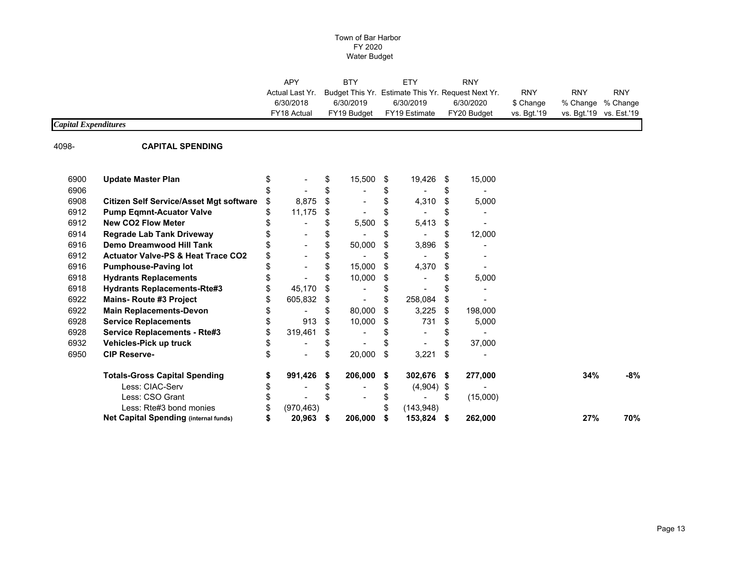# Town of Bar Harbor
## FY 2020
## Water Budget

| | | APY Actual Last Yr. 6/30/2018 FY18 Actual | BTY Budget This Yr. 6/30/2019 FY19 Budget | ETY Estimate This Yr. 6/30/2019 FY19 Estimate | RNY Request Next Yr. 6/30/2020 FY20 Budget | RNY $ Change vs. Bgt.'19 | RNY % Change vs. Bgt.'19 | RNY % Change vs. Est.'19 |
|---|---|---|---|---|---|---|---|---|
| ***Capital Expenditures*** | | | | | | | | |
| 4098- | **CAPITAL SPENDING** | | | | | | | |
| 6900 | **Update Master Plan** | $ - | $ 15,500 | $ 19,426 | $ 15,000 | | | |
| 6906 | | $ - | $ - | $ - | $ - | | | |
| 6908 | **Citizen Self Service/Asset Mgt software** | $ 8,875 | $ - | $ 4,310 | $ 5,000 | | | |
| 6912 | **Pump Eqmnt-Acuator Valve** | $ 11,175 | $ - | $ - | $ - | | | |
| 6912 | **New CO2 Flow Meter** | $ - | $ 5,500 | $ 5,413 | $ - | | | |
| 6914 | **Regrade Lab Tank Driveway** | $ - | $ - | $ - | $ 12,000 | | | |
| 6916 | **Demo Dreamwood Hill Tank** | $ - | $ 50,000 | $ 3,896 | $ - | | | |
| 6912 | **Actuator Valve-PS & Heat Trace CO2** | $ - | $ - | $ - | $ - | | | |
| 6916 | **Pumphouse-Paving lot** | $ - | $ 15,000 | $ 4,370 | $ - | | | |
| 6918 | **Hydrants Replacements** | $ - | $ 10,000 | $ - | $ 5,000 | | | |
| 6918 | **Hydrants Replacements-Rte#3** | $ 45,170 | $ - | $ - | $ - | | | |
| 6922 | **Mains- Route #3 Project** | $ 605,832 | $ - | $ 258,084 | $ - | | | |
| 6922 | **Main Replacements-Devon** | $ - | $ 80,000 | $ 3,225 | $ 198,000 | | | |
| 6928 | **Service Replacements** | $ 913 | $ 10,000 | $ 731 | $ 5,000 | | | |
| 6928 | **Service Replacements - Rte#3** | $ 319,461 | $ - | $ - | $ - | | | |
| 6932 | **Vehicles-Pick up truck** | $ - | $ - | $ - | $ 37,000 | | | |
| 6950 | **CIP Reserve-** | $ - | $ 20,000 | $ 3,221 | $ - | | | |
| | **Totals-Gross Capital Spending** | **$ 991,426** | **$ 206,000** | **$ 302,676** | **$ 277,000** | | **34%** | **-8%** |
| | Less: CIAC-Serv | $ - | $ - | $ (4,904) | $ - | | | |
| | Less: CSO Grant | $ - | $ - | $ - | $ (15,000) | | | |
| | Less: Rte#3 bond monies | $ (970,463) | | $ (143,948) | | | | |
| | **Net Capital Spending (internal funds)** | **$ 20,963** | **$ 206,000** | **$ 153,824** | **$ 262,000** | | **27%** | **70%** |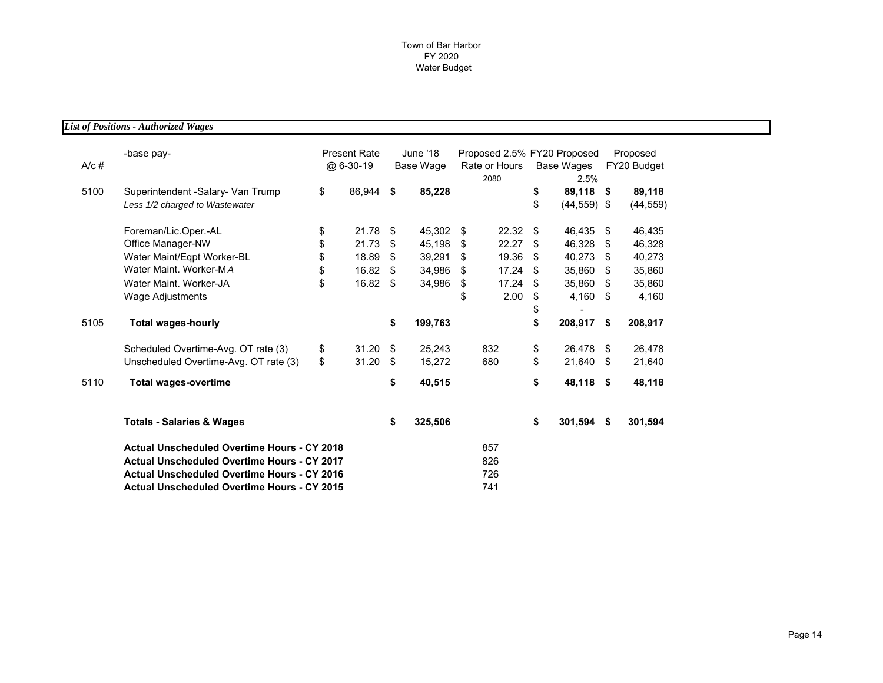Town of Bar Harbor
FY 2020
Water Budget

***List of Positions - Authorized Wages***

| A/c # | -base pay- | Present Rate @ 6-30-19 | June '18 Base Wage | Proposed 2.5% Rate or Hours 2080 | FY20 Proposed Base Wages 2.5% | Proposed FY20 Budget |
|---|---|---|---|---|---|---|
| 5100 | Superintendent -Salary- Van Trump | $ 86,944 | **$ 85,228** | | **$ 89,118** | **$ 89,118** |
| | *Less 1/2 charged to Wastewater* | | | | $ (44,559) | $ (44,559) |
| | Foreman/Lic.Oper.-AL | $ 21.78 | $ 45,302 | $ 22.32 | $ 46,435 | $ 46,435 |
| | Office Manager-NW | $ 21.73 | $ 45,198 | $ 22.27 | $ 46,328 | $ 46,328 |
| | Water Maint/Eqpt Worker-BL | $ 18.89 | $ 39,291 | $ 19.36 | $ 40,273 | $ 40,273 |
| | Water Maint. Worker-MA | $ 16.82 | $ 34,986 | $ 17.24 | $ 35,860 | $ 35,860 |
| | Water Maint. Worker-JA | $ 16.82 | $ 34,986 | $ 17.24 | $ 35,860 | $ 35,860 |
| | Wage Adjustments | | | $ 2.00 | $ 4,160 | $ 4,160 |
| | | | | | $ - | |
| 5105 | **Total wages-hourly** | | **$ 199,763** | | **$ 208,917** | **$ 208,917** |
| | Scheduled Overtime-Avg. OT rate (3) | $ 31.20 | $ 25,243 | 832 | $ 26,478 | $ 26,478 |
| | Unscheduled Overtime-Avg. OT rate (3) | $ 31.20 | $ 15,272 | 680 | $ 21,640 | $ 21,640 |
| 5110 | **Total wages-overtime** | | **$ 40,515** | | **$ 48,118** | **$ 48,118** |
| | **Totals - Salaries & Wages** | | **$ 325,506** | | **$ 301,594** | **$ 301,594** |
| | **Actual Unscheduled Overtime Hours - CY 2018** | | | 857 | | |
| | **Actual Unscheduled Overtime Hours - CY 2017** | | | 826 | | |
| | **Actual Unscheduled Overtime Hours - CY 2016** | | | 726 | | |
| | **Actual Unscheduled Overtime Hours - CY 2015** | | | 741 | | |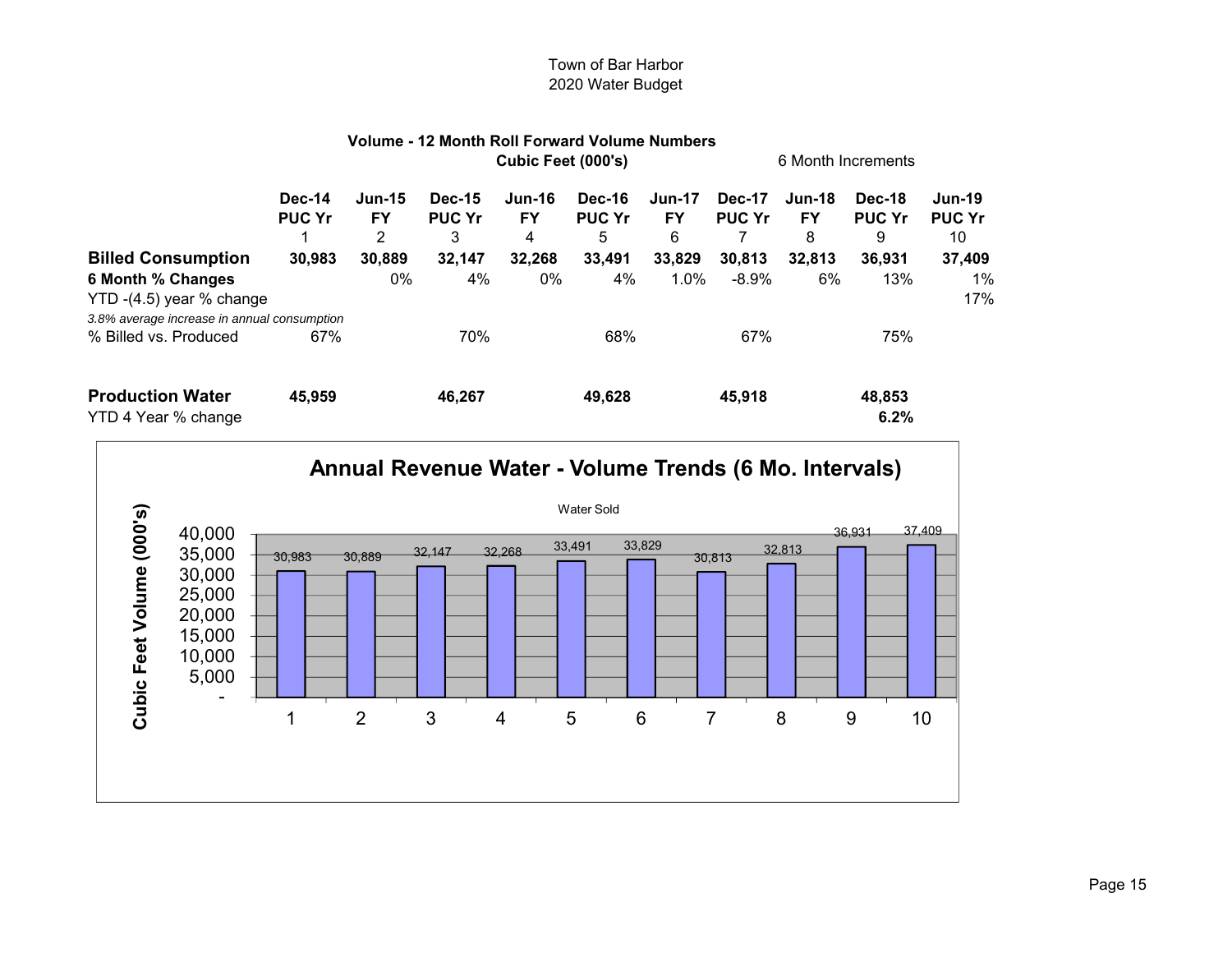Town of Bar Harbor
2020 Water Budget

**Volume - 12 Month Roll Forward Volume Numbers**
**Cubic Feet (000's)**

6 Month Increments

| | Dec-14 PUC Yr 1 | Jun-15 FY 2 | Dec-15 PUC Yr 3 | Jun-16 FY 4 | Dec-16 PUC Yr 5 | Jun-17 FY 6 | Dec-17 PUC Yr 7 | Jun-18 FY 8 | Dec-18 PUC Yr 9 | Jun-19 PUC Yr 10 |
|---|---|---|---|---|---|---|---|---|---|---|
| **Billed Consumption** | **30,983** | **30,889** | **32,147** | **32,268** | **33,491** | **33,829** | **30,813** | **32,813** | **36,931** | **37,409** |
| **6 Month % Changes** | | 0% | 4% | 0% | 4% | 1.0% | -8.9% | 6% | 13% | 1% |
| YTD -(4.5) year % change | | | | | | | | | | 17% |
| *3.8% average increase in annual consumption* | | | | | | | | | | |
| % Billed vs. Produced | 67% | | 70% | | 68% | | 67% | | 75% | |
| | | | | | | | | | | |
| **Production Water** | **45,959** | | **46,267** | | **49,628** | | **45,918** | | **48,853** | |
| YTD 4 Year % change | | | | | | | | | **6.2%** | |

**Annual Revenue Water - Volume Trends (6 Mo. Intervals)**

Water Sold

| Interval | Cubic Feet Volume (000's) |
|---|---|
| 1 | 30,983 |
| 2 | 30,889 |
| 3 | 32,147 |
| 4 | 32,268 |
| 5 | 33,491 |
| 6 | 33,829 |
| 7 | 30,813 |
| 8 | 32,813 |
| 9 | 36,931 |
| 10 | 37,409 |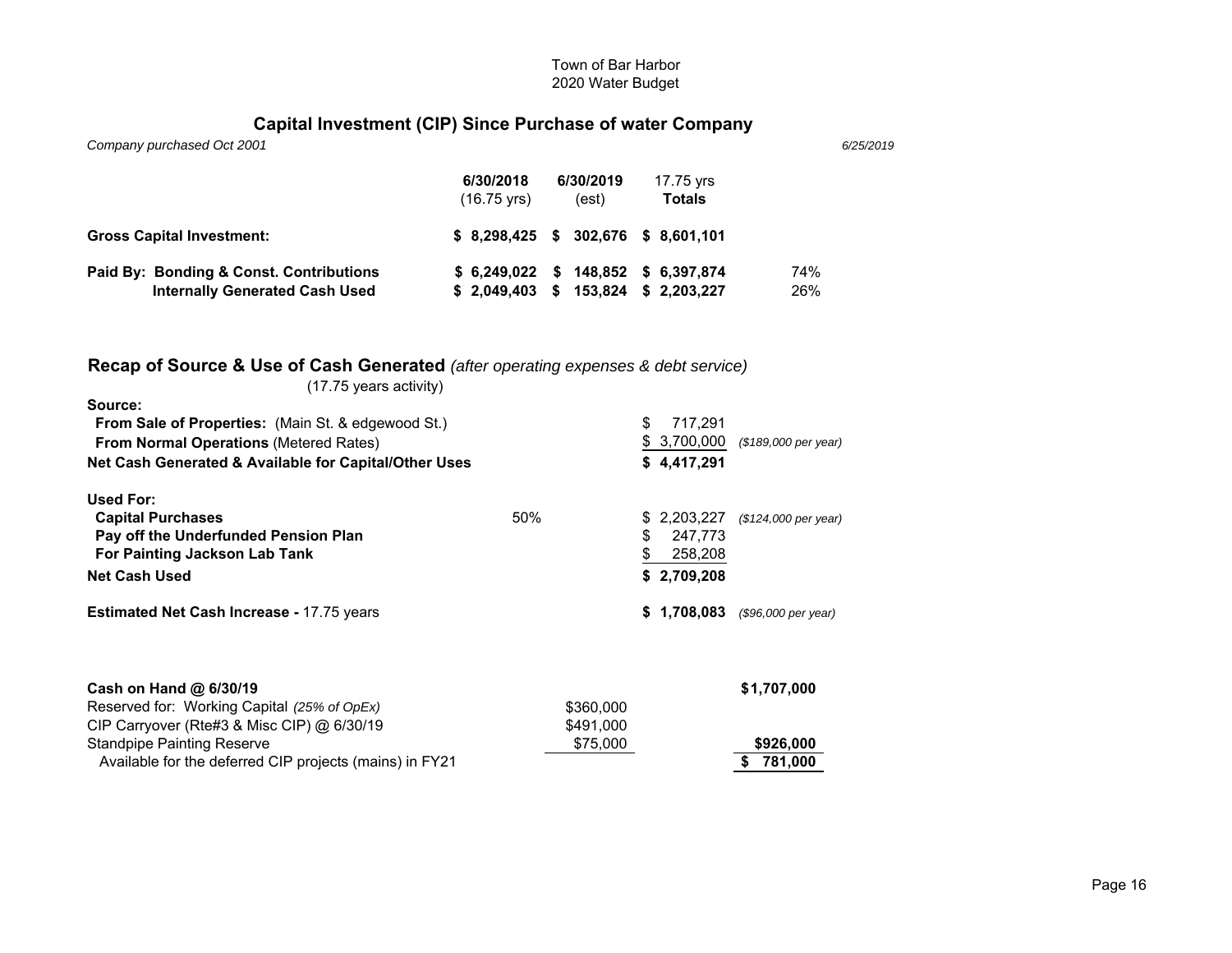Town of Bar Harbor
2020 Water Budget

## Capital Investment (CIP) Since Purchase of water Company

*Company purchased Oct 2001* *6/25/2019*

| | 6/30/2018 (16.75 yrs) | 6/30/2019 (est) | 17.75 yrs Totals | |
|---|---|---|---|---|
| **Gross Capital Investment:** | **$ 8,298,425** | **$ 302,676** | **$ 8,601,101** | |
| **Paid By: Bonding & Const. Contributions** | **$ 6,249,022** | **$ 148,852** | **$ 6,397,874** | 74% |
| **Internally Generated Cash Used** | **$ 2,049,403** | **$ 153,824** | **$ 2,203,227** | 26% |

## Recap of Source & Use of Cash Generated *(after operating expenses & debt service)*

(17.75 years activity)

| | | | |
|---|---|---|---|
| **Source:** | | | |
| **From Sale of Properties:** (Main St. & edgewood St.) | | $ 717,291 | |
| **From Normal Operations** (Metered Rates) | | $ 3,700,000 | *($189,000 per year)* |
| **Net Cash Generated & Available for Capital/Other Uses** | | **$ 4,417,291** | |
| **Used For:** | | | |
| **Capital Purchases** | 50% | $ 2,203,227 | *($124,000 per year)* |
| **Pay off the Underfunded Pension Plan** | | $ 247,773 | |
| **For Painting Jackson Lab Tank** | | $ 258,208 | |
| **Net Cash Used** | | **$ 2,709,208** | |
| **Estimated Net Cash Increase -** 17.75 years | | **$ 1,708,083** | *($96,000 per year)* |

| | | |
|---|---|---|
| **Cash on Hand @ 6/30/19** | | **$1,707,000** |
| Reserved for: Working Capital *(25% of OpEx)* | $360,000 | |
| CIP Carryover (Rte#3 & Misc CIP) @ 6/30/19 | $491,000 | |
| Standpipe Painting Reserve | $75,000 | **$926,000** |
| Available for the deferred CIP projects (mains) in FY21 | | **$ 781,000** |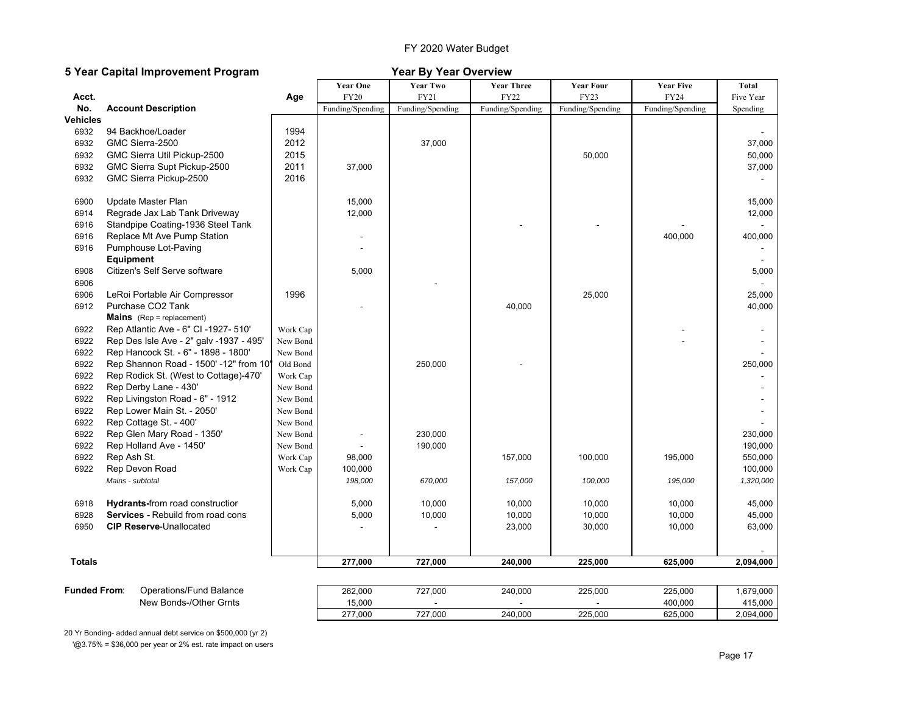# FY 2020 Water Budget

## 5 Year Capital Improvement Program

### Year By Year Overview

| Acct. No. | Account Description | Age | Year One FY20 Funding/Spending | Year Two FY21 Funding/Spending | Year Three FY22 Funding/Spending | Year Four FY23 Funding/Spending | Year Five FY24 Funding/Spending | Total Five Year Spending |
|---|---|---|---|---|---|---|---|---|
| **Vehicles** | | | | | | | | |
| 6932 | 94 Backhoe/Loader | 1994 | | | | | | - |
| 6932 | GMC Sierra-2500 | 2012 | | 37,000 | | | | 37,000 |
| 6932 | GMC Sierra Util Pickup-2500 | 2015 | | | | 50,000 | | 50,000 |
| 6932 | GMC Sierra Supt Pickup-2500 | 2011 | 37,000 | | | | | 37,000 |
| 6932 | GMC Sierra Pickup-2500 | 2016 | | | | | | - |
| 6900 | Update Master Plan | | 15,000 | | | | | 15,000 |
| 6914 | Regrade Jax Lab Tank Driveway | | 12,000 | | | | | 12,000 |
| 6916 | Standpipe Coating-1936 Steel Tank | | | | - | - | - | - |
| 6916 | Replace Mt Ave Pump Station | | - | | | | 400,000 | 400,000 |
| 6916 | Pumphouse Lot-Paving | | - | | | | | - |
| | **Equipment** | | | | | | | - |
| 6908 | Citizen's Self Serve software | | 5,000 | | | | | 5,000 |
| 6906 | | | | - | | | | - |
| 6906 | LeRoi Portable Air Compressor | 1996 | | | | 25,000 | | 25,000 |
| 6912 | Purchase CO2 Tank | | - | | 40,000 | | | 40,000 |
| | **Mains** (Rep = replacement) | | | | | | | |
| 6922 | Rep Atlantic Ave - 6" CI -1927- 510' | Work Cap | | | | | - | - |
| 6922 | Rep Des Isle Ave - 2" galv -1937 - 495' | New Bond | | | | | - | - |
| 6922 | Rep Hancock St. - 6" - 1898 - 1800' | New Bond | | | | | | - |
| 6922 | Rep Shannon Road - 1500' -12" from 10" | Old Bond | | 250,000 | - | | | 250,000 |
| 6922 | Rep Rodick St. (West to Cottage)-470' | Work Cap | | | | | | - |
| 6922 | Rep Derby Lane - 430' | New Bond | | | | | | - |
| 6922 | Rep Livingston Road - 6" - 1912 | New Bond | | | | | | - |
| 6922 | Rep Lower Main St. - 2050' | New Bond | | | | | | - |
| 6922 | Rep Cottage St. - 400' | New Bond | | | | | | - |
| 6922 | Rep Glen Mary Road - 1350' | New Bond | - | 230,000 | | | | 230,000 |
| 6922 | Rep Holland Ave - 1450' | New Bond | - | 190,000 | | | | 190,000 |
| 6922 | Rep Ash St. | Work Cap | 98,000 | | 157,000 | 100,000 | 195,000 | 550,000 |
| 6922 | Rep Devon Road | Work Cap | 100,000 | | | | | 100,000 |
| | *Mains - subtotal* | | *198,000* | *670,000* | *157,000* | *100,000* | *195,000* | *1,320,000* |
| 6918 | **Hydrants-**from road construction | | 5,000 | 10,000 | 10,000 | 10,000 | 10,000 | 45,000 |
| 6928 | **Services -** Rebuild from road cons | | 5,000 | 10,000 | 10,000 | 10,000 | 10,000 | 45,000 |
| 6950 | **CIP Reserve**-Unallocated | | - | - | 23,000 | 30,000 | 10,000 | 63,000 |
| | | | | | | | | - |
| **Totals** | | | **277,000** | **727,000** | **240,000** | **225,000** | **625,000** | **2,094,000** |

| **Funded From**: | | FY20 | FY21 | FY22 | FY23 | FY24 | Total |
|---|---|---|---|---|---|---|---|
| | Operations/Fund Balance | 262,000 | 727,000 | 240,000 | 225,000 | 225,000 | 1,679,000 |
| | New Bonds-/Other Grnts | 15,000 | - | - | - | 400,000 | 415,000 |
| | | 277,000 | 727,000 | 240,000 | 225,000 | 625,000 | 2,094,000 |

20 Yr Bonding- added annual debt service on $500,000 (yr 2)

'@3.75% = $36,000 per year or 2% est. rate impact on users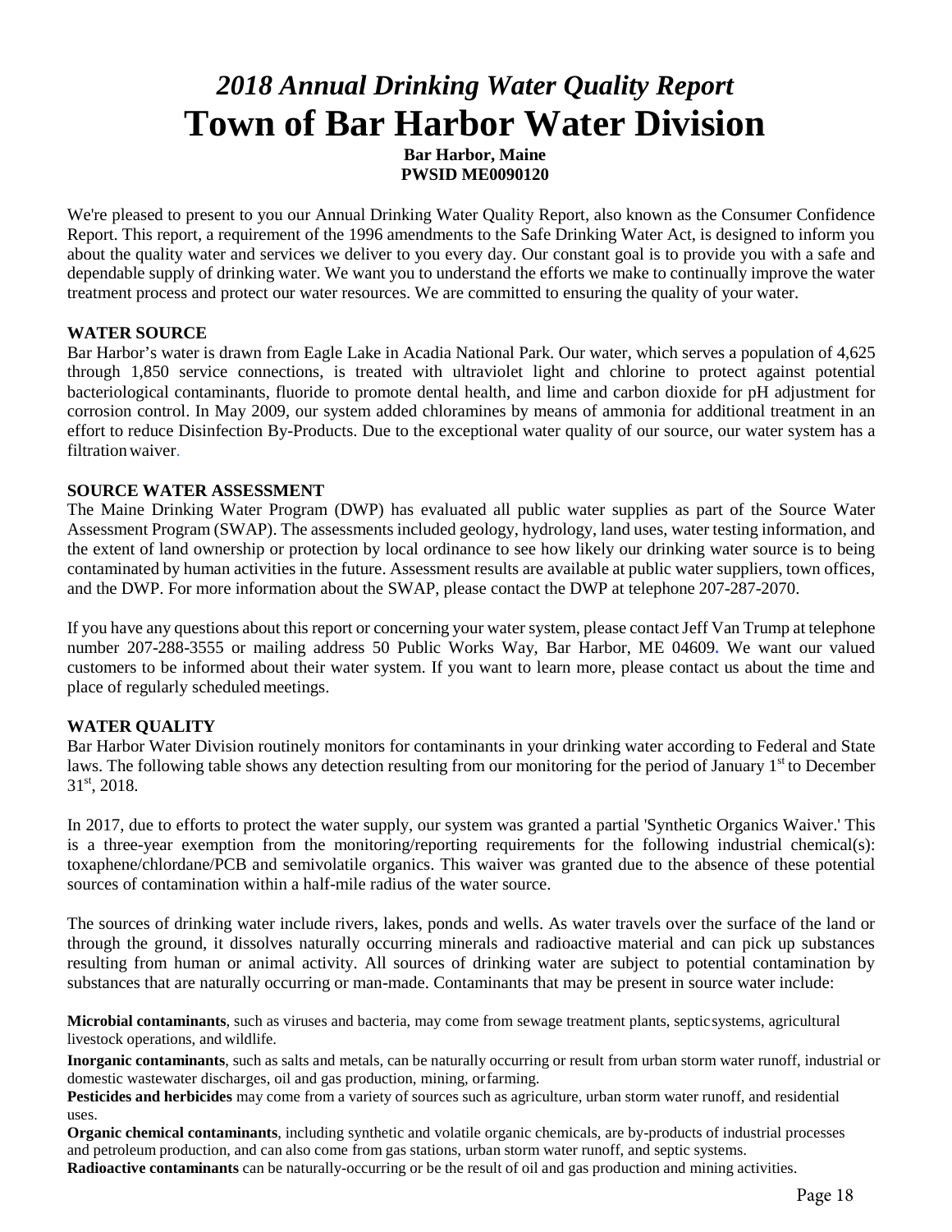# *2018 Annual Drinking Water Quality Report*

# Town of Bar Harbor Water Division

**Bar Harbor, Maine**
**PWSID ME0090120**

We're pleased to present to you our Annual Drinking Water Quality Report, also known as the Consumer Confidence Report. This report, a requirement of the 1996 amendments to the Safe Drinking Water Act, is designed to inform you about the quality water and services we deliver to you every day. Our constant goal is to provide you with a safe and dependable supply of drinking water. We want you to understand the efforts we make to continually improve the water treatment process and protect our water resources. We are committed to ensuring the quality of your water.

**WATER SOURCE**

Bar Harbor's water is drawn from Eagle Lake in Acadia National Park. Our water, which serves a population of 4,625 through 1,850 service connections, is treated with ultraviolet light and chlorine to protect against potential bacteriological contaminants, fluoride to promote dental health, and lime and carbon dioxide for pH adjustment for corrosion control. In May 2009, our system added chloramines by means of ammonia for additional treatment in an effort to reduce Disinfection By-Products. Due to the exceptional water quality of our source, our water system has a filtration waiver.

**SOURCE WATER ASSESSMENT**

The Maine Drinking Water Program (DWP) has evaluated all public water supplies as part of the Source Water Assessment Program (SWAP). The assessments included geology, hydrology, land uses, water testing information, and the extent of land ownership or protection by local ordinance to see how likely our drinking water source is to being contaminated by human activities in the future. Assessment results are available at public water suppliers, town offices, and the DWP. For more information about the SWAP, please contact the DWP at telephone 207-287-2070.

If you have any questions about this report or concerning your water system, please contact Jeff Van Trump at telephone number 207-288-3555 or mailing address 50 Public Works Way, Bar Harbor, ME 04609. We want our valued customers to be informed about their water system. If you want to learn more, please contact us about the time and place of regularly scheduled meetings.

**WATER QUALITY**

Bar Harbor Water Division routinely monitors for contaminants in your drinking water according to Federal and State laws. The following table shows any detection resulting from our monitoring for the period of January 1st to December 31st, 2018.

In 2017, due to efforts to protect the water supply, our system was granted a partial 'Synthetic Organics Waiver.' This is a three-year exemption from the monitoring/reporting requirements for the following industrial chemical(s): toxaphene/chlordane/PCB and semivolatile organics. This waiver was granted due to the absence of these potential sources of contamination within a half-mile radius of the water source.

The sources of drinking water include rivers, lakes, ponds and wells. As water travels over the surface of the land or through the ground, it dissolves naturally occurring minerals and radioactive material and can pick up substances resulting from human or animal activity. All sources of drinking water are subject to potential contamination by substances that are naturally occurring or man-made. Contaminants that may be present in source water include:

**Microbial contaminants**, such as viruses and bacteria, may come from sewage treatment plants, septic systems, agricultural livestock operations, and wildlife.

**Inorganic contaminants**, such as salts and metals, can be naturally occurring or result from urban storm water runoff, industrial or domestic wastewater discharges, oil and gas production, mining, or farming.

**Pesticides and herbicides** may come from a variety of sources such as agriculture, urban storm water runoff, and residential uses.

**Organic chemical contaminants**, including synthetic and volatile organic chemicals, are by-products of industrial processes and petroleum production, and can also come from gas stations, urban storm water runoff, and septic systems.

**Radioactive contaminants** can be naturally-occurring or be the result of oil and gas production and mining activities.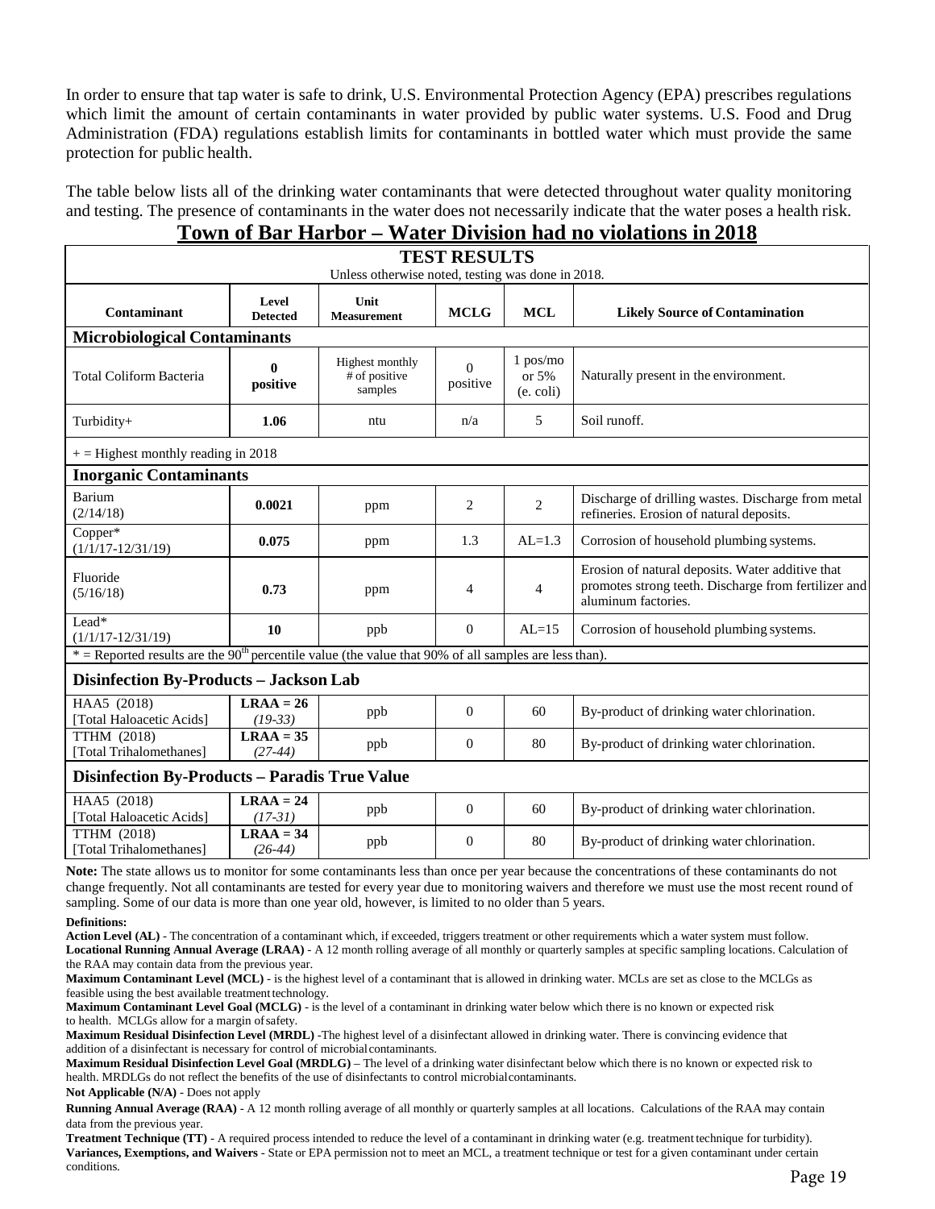In order to ensure that tap water is safe to drink, U.S. Environmental Protection Agency (EPA) prescribes regulations which limit the amount of certain contaminants in water provided by public water systems. U.S. Food and Drug Administration (FDA) regulations establish limits for contaminants in bottled water which must provide the same protection for public health.

The table below lists all of the drinking water contaminants that were detected throughout water quality monitoring and testing. The presence of contaminants in the water does not necessarily indicate that the water poses a health risk.

## Town of Bar Harbor – Water Division had no violations in 2018

**TEST RESULTS**
Unless otherwise noted, testing was done in 2018.

| Contaminant | Level Detected | Unit Measurement | MCLG | MCL | Likely Source of Contamination |
|---|---|---|---|---|---|
| **Microbiological Contaminants** | | | | | |
| Total Coliform Bacteria | **0 positive** | Highest monthly # of positive samples | 0 positive | 1 pos/mo or 5% (e. coli) | Naturally present in the environment. |
| Turbidity+ | **1.06** | ntu | n/a | 5 | Soil runoff. |
| + = Highest monthly reading in 2018 | | | | | |
| **Inorganic Contaminants** | | | | | |
| Barium (2/14/18) | **0.0021** | ppm | 2 | 2 | Discharge of drilling wastes. Discharge from metal refineries. Erosion of natural deposits. |
| Copper* (1/1/17-12/31/19) | **0.075** | ppm | 1.3 | AL=1.3 | Corrosion of household plumbing systems. |
| Fluoride (5/16/18) | **0.73** | ppm | 4 | 4 | Erosion of natural deposits. Water additive that promotes strong teeth. Discharge from fertilizer and aluminum factories. |
| Lead* (1/1/17-12/31/19) | **10** | ppb | 0 | AL=15 | Corrosion of household plumbing systems. |
| * = Reported results are the 90th percentile value (the value that 90% of all samples are less than). | | | | | |
| **Disinfection By-Products – Jackson Lab** | | | | | |
| HAA5 (2018) [Total Haloacetic Acids] | **LRAA = 26** *(19-33)* | ppb | 0 | 60 | By-product of drinking water chlorination. |
| TTHM (2018) [Total Trihalomethanes] | **LRAA = 35** *(27-44)* | ppb | 0 | 80 | By-product of drinking water chlorination. |
| **Disinfection By-Products – Paradis True Value** | | | | | |
| HAA5 (2018) [Total Haloacetic Acids] | **LRAA = 24** *(17-31)* | ppb | 0 | 60 | By-product of drinking water chlorination. |
| TTHM (2018) [Total Trihalomethanes] | **LRAA = 34** *(26-44)* | ppb | 0 | 80 | By-product of drinking water chlorination. |

**Note:** The state allows us to monitor for some contaminants less than once per year because the concentrations of these contaminants do not change frequently. Not all contaminants are tested for every year due to monitoring waivers and therefore we must use the most recent round of sampling. Some of our data is more than one year old, however, is limited to no older than 5 years.

**Definitions:**

**Action Level (AL)** - The concentration of a contaminant which, if exceeded, triggers treatment or other requirements which a water system must follow.

**Local Running Annual Average (LRAA)** - A 12 month rolling average of all monthly or quarterly samples at specific sampling locations. Calculation of the RAA may contain data from the previous year.

**Maximum Contaminant Level (MCL)** - is the highest level of a contaminant that is allowed in drinking water. MCLs are set as close to the MCLGs as feasible using the best available treatment technology.

**Maximum Contaminant Level Goal (MCLG)** - is the level of a contaminant in drinking water below which there is no known or expected risk to health. MCLGs allow for a margin of safety.

**Maximum Residual Disinfection Level (MRDL)** -The highest level of a disinfectant allowed in drinking water. There is convincing evidence that addition of a disinfectant is necessary for control of microbial contaminants.

**Maximum Residual Disinfection Level Goal (MRDLG)** – The level of a drinking water disinfectant below which there is no known or expected risk to health. MRDLGs do not reflect the benefits of the use of disinfectants to control microbial contaminants.

**Not Applicable (N/A)** - Does not apply

**Running Annual Average (RAA)** - A 12 month rolling average of all monthly or quarterly samples at all locations. Calculations of the RAA may contain data from the previous year.

**Treatment Technique (TT)** - A required process intended to reduce the level of a contaminant in drinking water (e.g. treatment technique for turbidity).

**Variances, Exemptions, and Waivers** - State or EPA permission not to meet an MCL, a treatment technique or test for a given contaminant under certain conditions.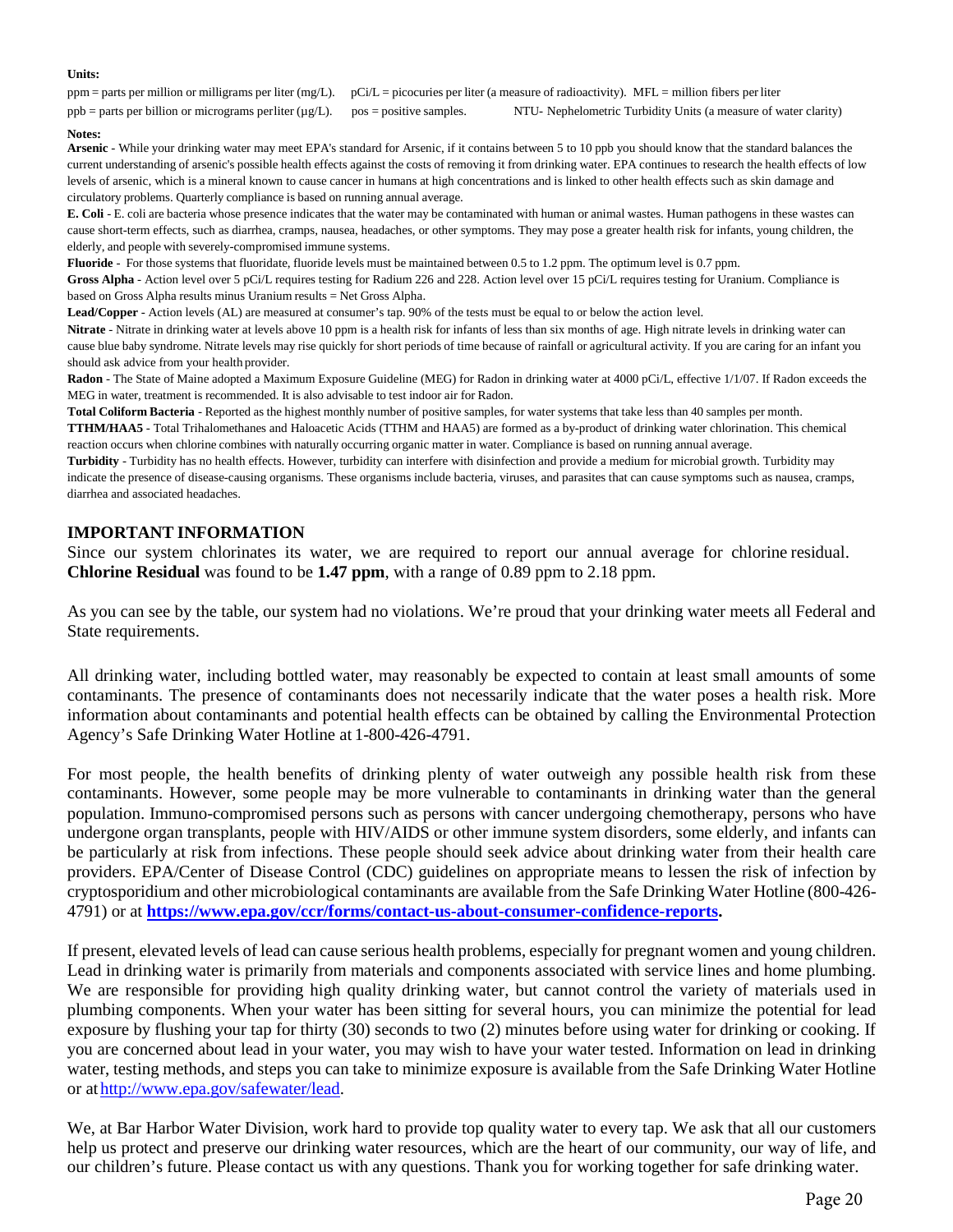**Units:**

ppm = parts per million or milligrams per liter (mg/L). pCi/L = picocuries per liter (a measure of radioactivity). MFL = million fibers per liter

ppb = parts per billion or micrograms per liter (µg/L). pos = positive samples. NTU- Nephelometric Turbidity Units (a measure of water clarity)

**Notes:**

**Arsenic** - While your drinking water may meet EPA's standard for Arsenic, if it contains between 5 to 10 ppb you should know that the standard balances the current understanding of arsenic's possible health effects against the costs of removing it from drinking water. EPA continues to research the health effects of low levels of arsenic, which is a mineral known to cause cancer in humans at high concentrations and is linked to other health effects such as skin damage and circulatory problems. Quarterly compliance is based on running annual average.

**E. Coli** - E. coli are bacteria whose presence indicates that the water may be contaminated with human or animal wastes. Human pathogens in these wastes can cause short-term effects, such as diarrhea, cramps, nausea, headaches, or other symptoms. They may pose a greater health risk for infants, young children, the elderly, and people with severely-compromised immune systems.

**Fluoride** - For those systems that fluoridate, fluoride levels must be maintained between 0.5 to 1.2 ppm. The optimum level is 0.7 ppm.

**Gross Alpha** - Action level over 5 pCi/L requires testing for Radium 226 and 228. Action level over 15 pCi/L requires testing for Uranium. Compliance is based on Gross Alpha results minus Uranium results = Net Gross Alpha.

**Lead/Copper** - Action levels (AL) are measured at consumer's tap. 90% of the tests must be equal to or below the action level.

**Nitrate** - Nitrate in drinking water at levels above 10 ppm is a health risk for infants of less than six months of age. High nitrate levels in drinking water can cause blue baby syndrome. Nitrate levels may rise quickly for short periods of time because of rainfall or agricultural activity. If you are caring for an infant you should ask advice from your health provider.

**Radon** - The State of Maine adopted a Maximum Exposure Guideline (MEG) for Radon in drinking water at 4000 pCi/L, effective 1/1/07. If Radon exceeds the MEG in water, treatment is recommended. It is also advisable to test indoor air for Radon.

**Total Coliform Bacteria** - Reported as the highest monthly number of positive samples, for water systems that take less than 40 samples per month.

**TTHM/HAA5** - Total Trihalomethanes and Haloacetic Acids (TTHM and HAA5) are formed as a by-product of drinking water chlorination. This chemical reaction occurs when chlorine combines with naturally occurring organic matter in water. Compliance is based on running annual average.

**Turbidity** - Turbidity has no health effects. However, turbidity can interfere with disinfection and provide a medium for microbial growth. Turbidity may indicate the presence of disease-causing organisms. These organisms include bacteria, viruses, and parasites that can cause symptoms such as nausea, cramps, diarrhea and associated headaches.

## IMPORTANT INFORMATION

Since our system chlorinates its water, we are required to report our annual average for chlorine residual. **Chlorine Residual** was found to be **1.47 ppm**, with a range of 0.89 ppm to 2.18 ppm.

As you can see by the table, our system had no violations. We're proud that your drinking water meets all Federal and State requirements.

All drinking water, including bottled water, may reasonably be expected to contain at least small amounts of some contaminants. The presence of contaminants does not necessarily indicate that the water poses a health risk. More information about contaminants and potential health effects can be obtained by calling the Environmental Protection Agency's Safe Drinking Water Hotline at 1-800-426-4791.

For most people, the health benefits of drinking plenty of water outweigh any possible health risk from these contaminants. However, some people may be more vulnerable to contaminants in drinking water than the general population. Immuno-compromised persons such as persons with cancer undergoing chemotherapy, persons who have undergone organ transplants, people with HIV/AIDS or other immune system disorders, some elderly, and infants can be particularly at risk from infections. These people should seek advice about drinking water from their health care providers. EPA/Center of Disease Control (CDC) guidelines on appropriate means to lessen the risk of infection by cryptosporidium and other microbiological contaminants are available from the Safe Drinking Water Hotline (800-426-4791) or at **https://www.epa.gov/ccr/forms/contact-us-about-consumer-confidence-reports.**

If present, elevated levels of lead can cause serious health problems, especially for pregnant women and young children. Lead in drinking water is primarily from materials and components associated with service lines and home plumbing. We are responsible for providing high quality drinking water, but cannot control the variety of materials used in plumbing components. When your water has been sitting for several hours, you can minimize the potential for lead exposure by flushing your tap for thirty (30) seconds to two (2) minutes before using water for drinking or cooking. If you are concerned about lead in your water, you may wish to have your water tested. Information on lead in drinking water, testing methods, and steps you can take to minimize exposure is available from the Safe Drinking Water Hotline or at http://www.epa.gov/safewater/lead.

We, at Bar Harbor Water Division, work hard to provide top quality water to every tap. We ask that all our customers help us protect and preserve our drinking water resources, which are the heart of our community, our way of life, and our children's future. Please contact us with any questions. Thank you for working together for safe drinking water.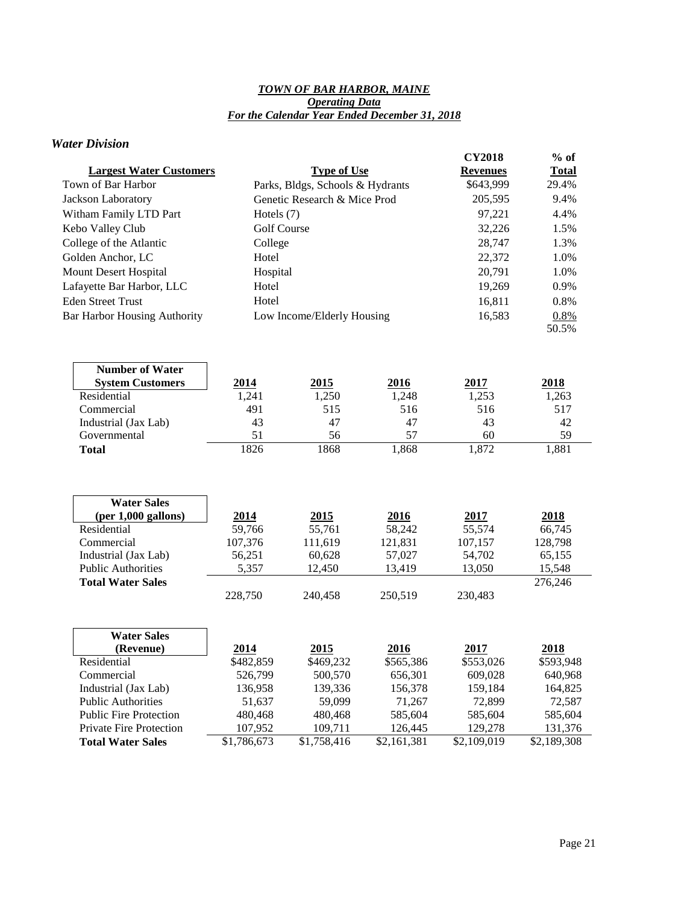# *TOWN OF BAR HARBOR, MAINE*
## *Operating Data*
### *For the Calendar Year Ended December 31, 2018*

## *Water Division*

| Largest Water Customers | Type of Use | CY2018 Revenues | % of Total |
|---|---|---|---|
| Town of Bar Harbor | Parks, Bldgs, Schools & Hydrants | $643,999 | 29.4% |
| Jackson Laboratory | Genetic Research & Mice Prod | 205,595 | 9.4% |
| Witham Family LTD Part | Hotels (7) | 97,221 | 4.4% |
| Kebo Valley Club | Golf Course | 32,226 | 1.5% |
| College of the Atlantic | College | 28,747 | 1.3% |
| Golden Anchor, LC | Hotel | 22,372 | 1.0% |
| Mount Desert Hospital | Hospital | 20,791 | 1.0% |
| Lafayette Bar Harbor, LLC | Hotel | 19,269 | 0.9% |
| Eden Street Trust | Hotel | 16,811 | 0.8% |
| Bar Harbor Housing Authority | Low Income/Elderly Housing | 16,583 | 0.8% |
| | | | 50.5% |

| Number of Water System Customers | 2014 | 2015 | 2016 | 2017 | 2018 |
|---|---|---|---|---|---|
| Residential | 1,241 | 1,250 | 1,248 | 1,253 | 1,263 |
| Commercial | 491 | 515 | 516 | 516 | 517 |
| Industrial (Jax Lab) | 43 | 47 | 47 | 43 | 42 |
| Governmental | 51 | 56 | 57 | 60 | 59 |
| **Total** | 1826 | 1868 | 1,868 | 1,872 | 1,881 |

| Water Sales (per 1,000 gallons) | 2014 | 2015 | 2016 | 2017 | 2018 |
|---|---|---|---|---|---|
| Residential | 59,766 | 55,761 | 58,242 | 55,574 | 66,745 |
| Commercial | 107,376 | 111,619 | 121,831 | 107,157 | 128,798 |
| Industrial (Jax Lab) | 56,251 | 60,628 | 57,027 | 54,702 | 65,155 |
| Public Authorities | 5,357 | 12,450 | 13,419 | 13,050 | 15,548 |
| **Total Water Sales** | 228,750 | 240,458 | 250,519 | 230,483 | 276,246 |

| Water Sales (Revenue) | 2014 | 2015 | 2016 | 2017 | 2018 |
|---|---|---|---|---|---|
| Residential | $482,859 | $469,232 | $565,386 | $553,026 | $593,948 |
| Commercial | 526,799 | 500,570 | 656,301 | 609,028 | 640,968 |
| Industrial (Jax Lab) | 136,958 | 139,336 | 156,378 | 159,184 | 164,825 |
| Public Authorities | 51,637 | 59,099 | 71,267 | 72,899 | 72,587 |
| Public Fire Protection | 480,468 | 480,468 | 585,604 | 585,604 | 585,604 |
| Private Fire Protection | 107,952 | 109,711 | 126,445 | 129,278 | 131,376 |
| **Total Water Sales** | $1,786,673 | $1,758,416 | $2,161,381 | $2,109,019 | $2,189,308 |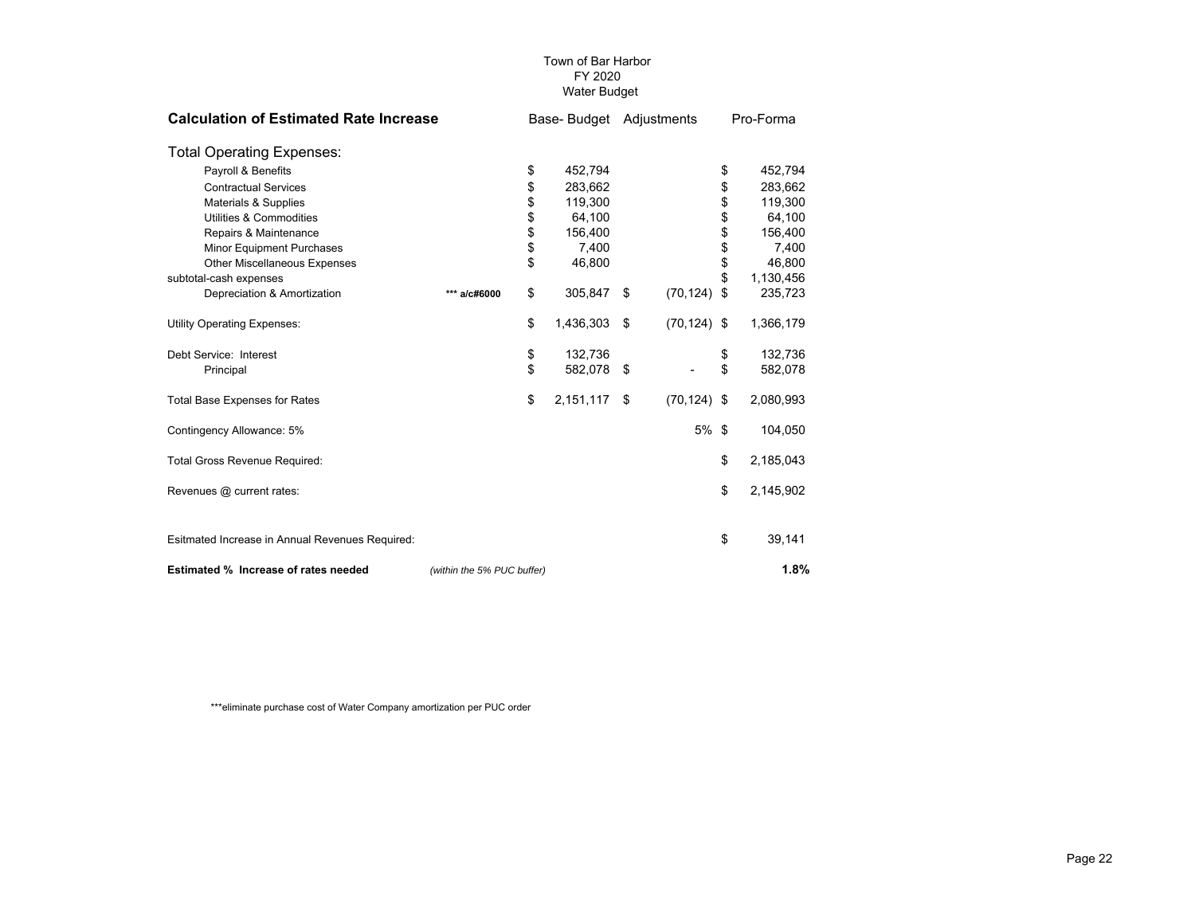Town of Bar Harbor
FY 2020
Water Budget

| **Calculation of Estimated Rate Increase** | | Base- Budget | Adjustments | Pro-Forma |
|---|---|---|---|---|
| Total Operating Expenses: | | | | |
| Payroll & Benefits | | $ 452,794 | | $ 452,794 |
| Contractual Services | | $ 283,662 | | $ 283,662 |
| Materials & Supplies | | $ 119,300 | | $ 119,300 |
| Utilities & Commodities | | $ 64,100 | | $ 64,100 |
| Repairs & Maintenance | | $ 156,400 | | $ 156,400 |
| Minor Equipment Purchases | | $ 7,400 | | $ 7,400 |
| Other Miscellaneous Expenses | | $ 46,800 | | $ 46,800 |
| subtotal-cash expenses | | | | $ 1,130,456 |
| Depreciation & Amortization | **\*\*\* a/c#6000** | $ 305,847 | $ (70,124) | $ 235,723 |
| Utility Operating Expenses: | | $ 1,436,303 | $ (70,124) | $ 1,366,179 |
| Debt Service: Interest | | $ 132,736 | | $ 132,736 |
| Principal | | $ 582,078 | $ - | $ 582,078 |
| Total Base Expenses for Rates | | $ 2,151,117 | $ (70,124) | $ 2,080,993 |
| Contingency Allowance: 5% | | | 5% | $ 104,050 |
| Total Gross Revenue Required: | | | | $ 2,185,043 |
| Revenues @ current rates: | | | | $ 2,145,902 |
| Esitmated Increase in Annual Revenues Required: | | | | $ 39,141 |
| **Estimated % Increase of rates needed** | *(within the 5% PUC buffer)* | | | **1.8%** |

\*\*\*eliminate purchase cost of Water Company amortization per PUC order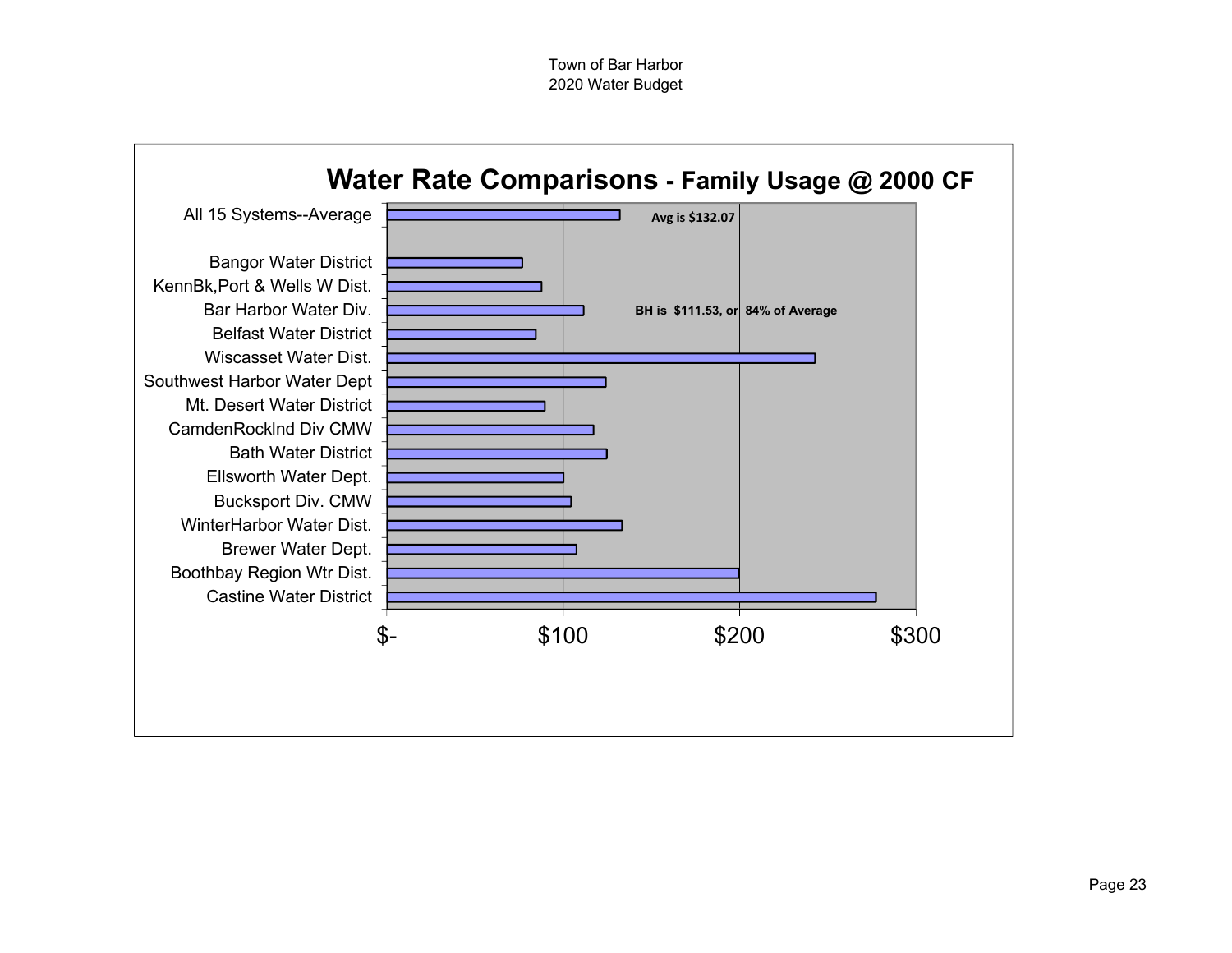# Water Rate Comparisons - Family Usage @ 2000 CF

| System | Note |
|---|---|
| All 15 Systems--Average | Avg is $132.07 |
| Bangor Water District | |
| KennBk,Port & Wells W Dist. | |
| Bar Harbor Water Div. | BH is $111.53, or 84% of Average |
| Belfast Water District | |
| Wiscasset Water Dist. | |
| Southwest Harbor Water Dept | |
| Mt. Desert Water District | |
| CamdenRocklnd Div CMW | |
| Bath Water District | |
| Ellsworth Water Dept. | |
| Bucksport Div. CMW | |
| WinterHarbor Water Dist. | |
| Brewer Water Dept. | |
| Boothbay Region Wtr Dist. | |
| Castine Water District | |

Axis: $-, $100, $200, $300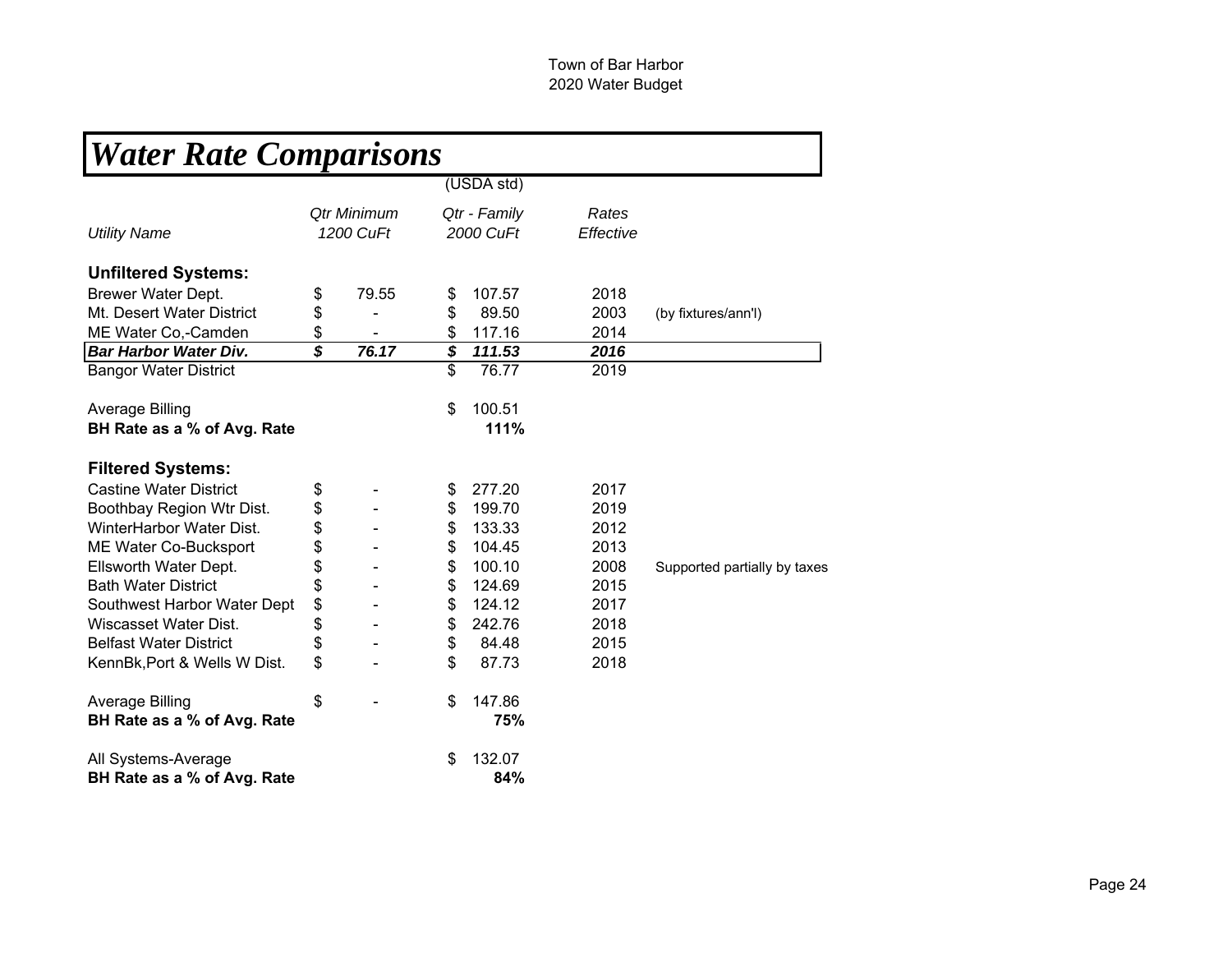Town of Bar Harbor
2020 Water Budget

# *Water Rate Comparisons*

| *Utility Name* | *Qtr Minimum 1200 CuFt* | (USDA std) *Qtr - Family 2000 CuFt* | *Rates Effective* | |
|---|---|---|---|---|
| **Unfiltered Systems:** | | | | |
| Brewer Water Dept. | $ 79.55 | $ 107.57 | 2018 | |
| Mt. Desert Water District | $ - | $ 89.50 | 2003 | (by fixtures/ann'l) |
| ME Water Co,-Camden | $ - | $ 117.16 | 2014 | |
| ***Bar Harbor Water Div.*** | ***$ 76.17*** | ***$ 111.53*** | ***2016*** | |
| Bangor Water District | | $ 76.77 | 2019 | |
| Average Billing | | $ 100.51 | | |
| **BH Rate as a % of Avg. Rate** | | **111%** | | |
| **Filtered Systems:** | | | | |
| Castine Water District | $ - | $ 277.20 | 2017 | |
| Boothbay Region Wtr Dist. | $ - | $ 199.70 | 2019 | |
| WinterHarbor Water Dist. | $ - | $ 133.33 | 2012 | |
| ME Water Co-Bucksport | $ - | $ 104.45 | 2013 | |
| Ellsworth Water Dept. | $ - | $ 100.10 | 2008 | Supported partially by taxes |
| Bath Water District | $ - | $ 124.69 | 2015 | |
| Southwest Harbor Water Dept | $ - | $ 124.12 | 2017 | |
| Wiscasset Water Dist. | $ - | $ 242.76 | 2018 | |
| Belfast Water District | $ - | $ 84.48 | 2015 | |
| KennBk,Port & Wells W Dist. | $ - | $ 87.73 | 2018 | |
| Average Billing | $ - | $ 147.86 | | |
| **BH Rate as a % of Avg. Rate** | | **75%** | | |
| All Systems-Average | | $ 132.07 | | |
| **BH Rate as a % of Avg. Rate** | | **84%** | | |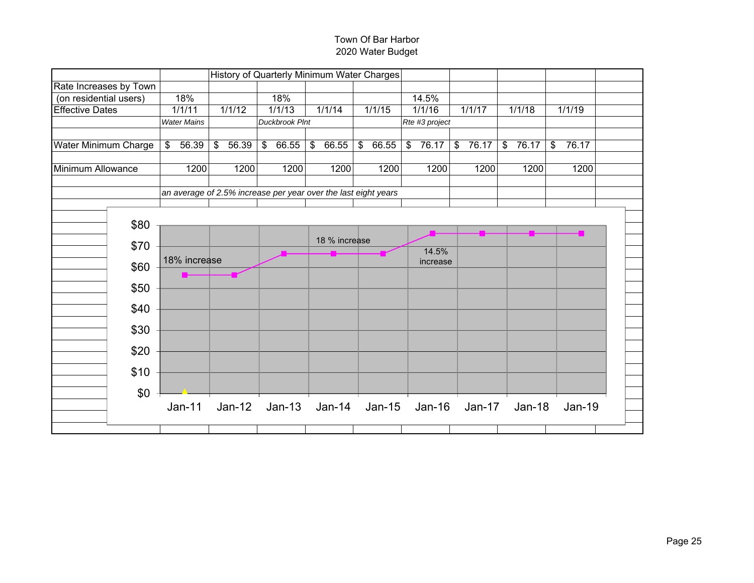Town Of Bar Harbor
2020 Water Budget

| | | History of Quarterly Minimum Water Charges | | | | | | | |
|---|---|---|---|---|---|---|---|---|---|
| Rate Increases by Town | | | | | | | | | |
| (on residential users) | 18% | | 18% | | | 14.5% | | | |
| Effective Dates | 1/1/11 | 1/1/12 | 1/1/13 | 1/1/14 | 1/1/15 | 1/1/16 | 1/1/17 | 1/1/18 | 1/1/19 |
| | *Water Mains* | | *Duckbrook Plnt* | | | *Rte #3 project* | | | |
| Water Minimum Charge | $ 56.39 | $ 56.39 | $ 66.55 | $ 66.55 | $ 66.55 | $ 76.17 | $ 76.17 | $ 76.17 | $ 76.17 |
| Minimum Allowance | 1200 | 1200 | 1200 | 1200 | 1200 | 1200 | 1200 | 1200 | 1200 |
| | *an average of 2.5% increase per year over the last eight years* | | | | | | | | |

$80
$70
$60
$50
$40
$30
$20
$10
$0

18% increase
18 % increase
14.5% increase

Jan-11 Jan-12 Jan-13 Jan-14 Jan-15 Jan-16 Jan-17 Jan-18 Jan-19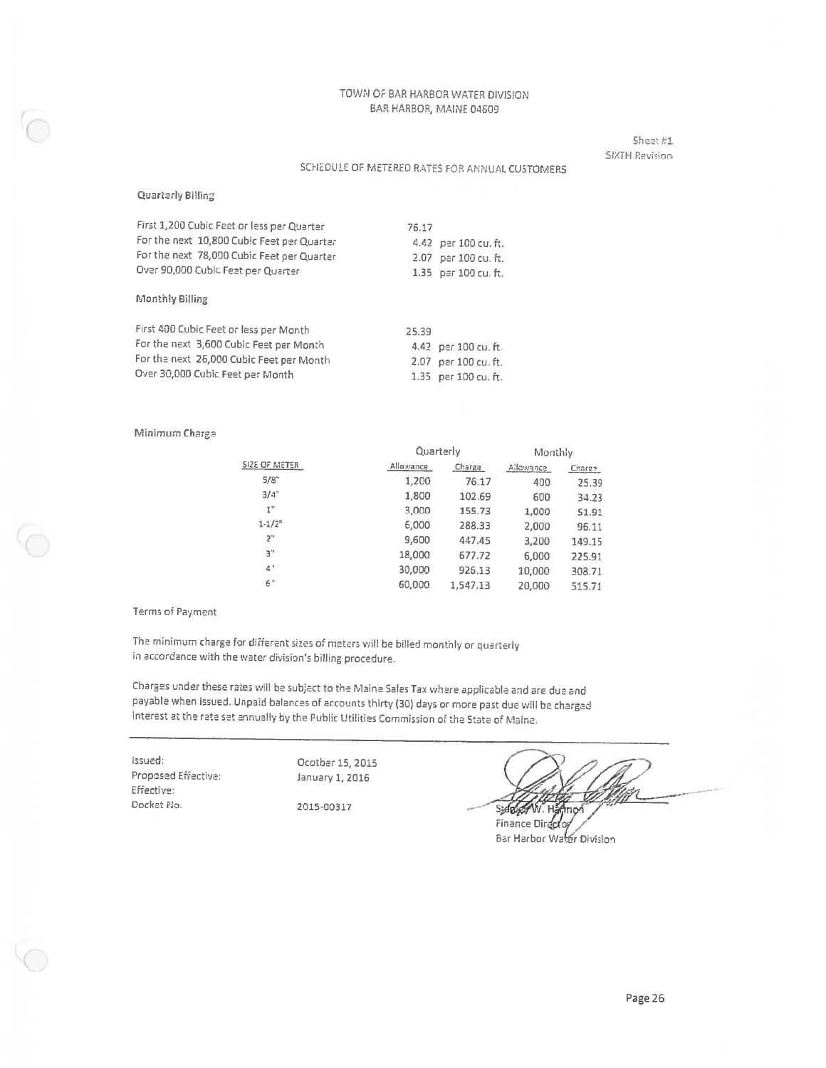TOWN OF BAR HARBOR WATER DIVISION
BAR HARBOR, MAINE 04609

Sheet #1
SIXTH Revision

## SCHEDULE OF METERED RATES FOR ANNUAL CUSTOMERS

### Quarterly Billing

| | |
|---|---|
| First 1,200 Cubic Feet or less per Quarter | 76.17 |
| For the next 10,800 Cubic Feet per Quarter | 4.42 per 100 cu. ft. |
| For the next 78,000 Cubic Feet per Quarter | 2.07 per 100 cu. ft. |
| Over 90,000 Cubic Feet per Quarter | 1.35 per 100 cu. ft. |

### Monthly Billing

| | |
|---|---|
| First 400 Cubic Feet or less per Month | 25.39 |
| For the next 3,600 Cubic Feet per Month | 4.42 per 100 cu. ft. |
| For the next 26,000 Cubic Feet per Month | 2.07 per 100 cu. ft. |
| Over 30,000 Cubic Feet per Month | 1.35 per 100 cu. ft. |

### Minimum Charge

| | Quarterly | | Monthly | |
|---|---|---|---|---|
| SIZE OF METER | Allowance | Charge | Allowance | Charge |
| 5/8" | 1,200 | 76.17 | 400 | 25.39 |
| 3/4" | 1,800 | 102.69 | 600 | 34.23 |
| 1" | 3,000 | 155.73 | 1,000 | 51.91 |
| 1-1/2" | 6,000 | 288.33 | 2,000 | 96.11 |
| 2" | 9,600 | 447.45 | 3,200 | 149.15 |
| 3" | 18,000 | 677.72 | 6,000 | 225.91 |
| 4" | 30,000 | 926.13 | 10,000 | 308.71 |
| 6" | 60,000 | 1,547.13 | 20,000 | 515.71 |

### Terms of Payment

The minimum charge for different sizes of meters will be billed monthly or quarterly in accordance with the water division's billing procedure.

Charges under these rates will be subject to the Maine Sales Tax where applicable and are due and payable when issued. Unpaid balances of accounts thirty (30) days or more past due will be charged interest at the rate set annually by the Public Utilities Commission of the State of Maine.

---

Issued: Ocotber 15, 2015
Proposed Effective: January 1, 2016
Effective:
Docket No. 2015-00317

Stanley W. Harmon
Finance Director
Bar Harbor Water Division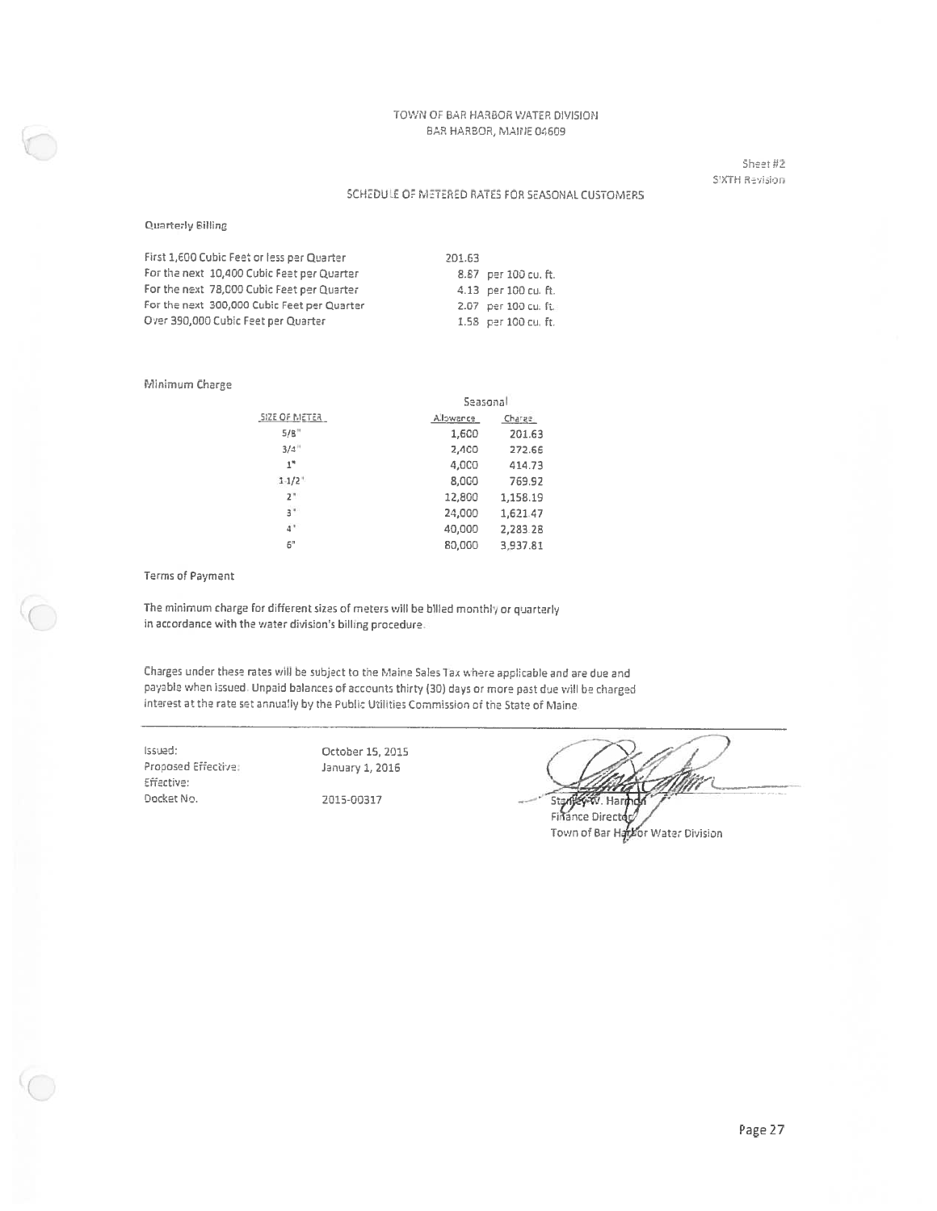TOWN OF BAR HARBOR WATER DIVISION
BAR HARBOR, MAINE 04609

Sheet #2
SIXTH Revision

## SCHEDULE OF METERED RATES FOR SEASONAL CUSTOMERS

### Quarterly Billing

| | |
|---|---|
| First 1,600 Cubic Feet or less per Quarter | 201.63 |
| For the next 10,400 Cubic Feet per Quarter | 8.87 per 100 cu. ft. |
| For the next 78,000 Cubic Feet per Quarter | 4.13 per 100 cu. ft. |
| For the next 300,000 Cubic Feet per Quarter | 2.07 per 100 cu. ft. |
| Over 390,000 Cubic Feet per Quarter | 1.58 per 100 cu. ft. |

### Minimum Charge

| | Seasonal | |
|---|---|---|
| SIZE OF METER | Allowance | Charge |
| 5/8" | 1,600 | 201.63 |
| 3/4" | 2,400 | 272.66 |
| 1" | 4,000 | 414.73 |
| 1-1/2" | 8,000 | 769.92 |
| 2" | 12,800 | 1,158.19 |
| 3" | 24,000 | 1,621.47 |
| 4" | 40,000 | 2,283.28 |
| 6" | 80,000 | 3,937.81 |

### Terms of Payment

The minimum charge for different sizes of meters will be billed monthly or quarterly in accordance with the water division's billing procedure.

Charges under these rates will be subject to the Maine Sales Tax where applicable and are due and payable when issued. Unpaid balances of accounts thirty (30) days or more past due will be charged interest at the rate set annually by the Public Utilities Commission of the State of Maine.

| | |
|---|---|
| Issued: | October 15, 2015 |
| Proposed Effective: | January 1, 2016 |
| Effective: | |
| Docket No. | 2015-00317 |

Stanley W. Harmon
Finance Director
Town of Bar Harbor Water Division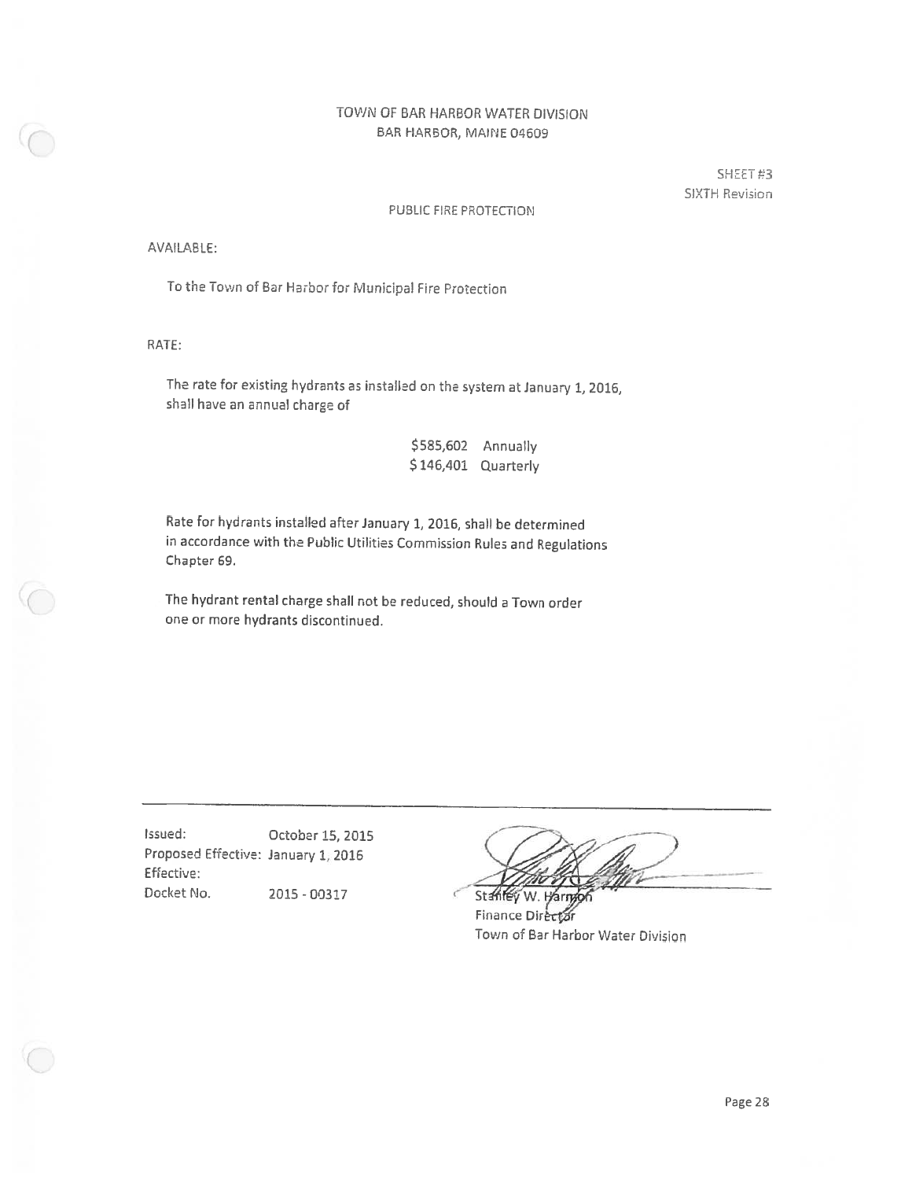TOWN OF BAR HARBOR WATER DIVISION
BAR HARBOR, MAINE 04609

SHEET #3
SIXTH Revision

## PUBLIC FIRE PROTECTION

AVAILABLE:

To the Town of Bar Harbor for Municipal Fire Protection

RATE:

The rate for existing hydrants as installed on the system at January 1, 2016, shall have an annual charge of

| | |
|---|---|
| $585,602 | Annually |
| $146,401 | Quarterly |

Rate for hydrants installed after January 1, 2016, shall be determined in accordance with the Public Utilities Commission Rules and Regulations Chapter 69.

The hydrant rental charge shall not be reduced, should a Town order one or more hydrants discontinued.

---

Issued: October 15, 2015
Proposed Effective: January 1, 2016
Effective:
Docket No. 2015 - 00317

Stanley W. Harmon
Finance Director
Town of Bar Harbor Water Division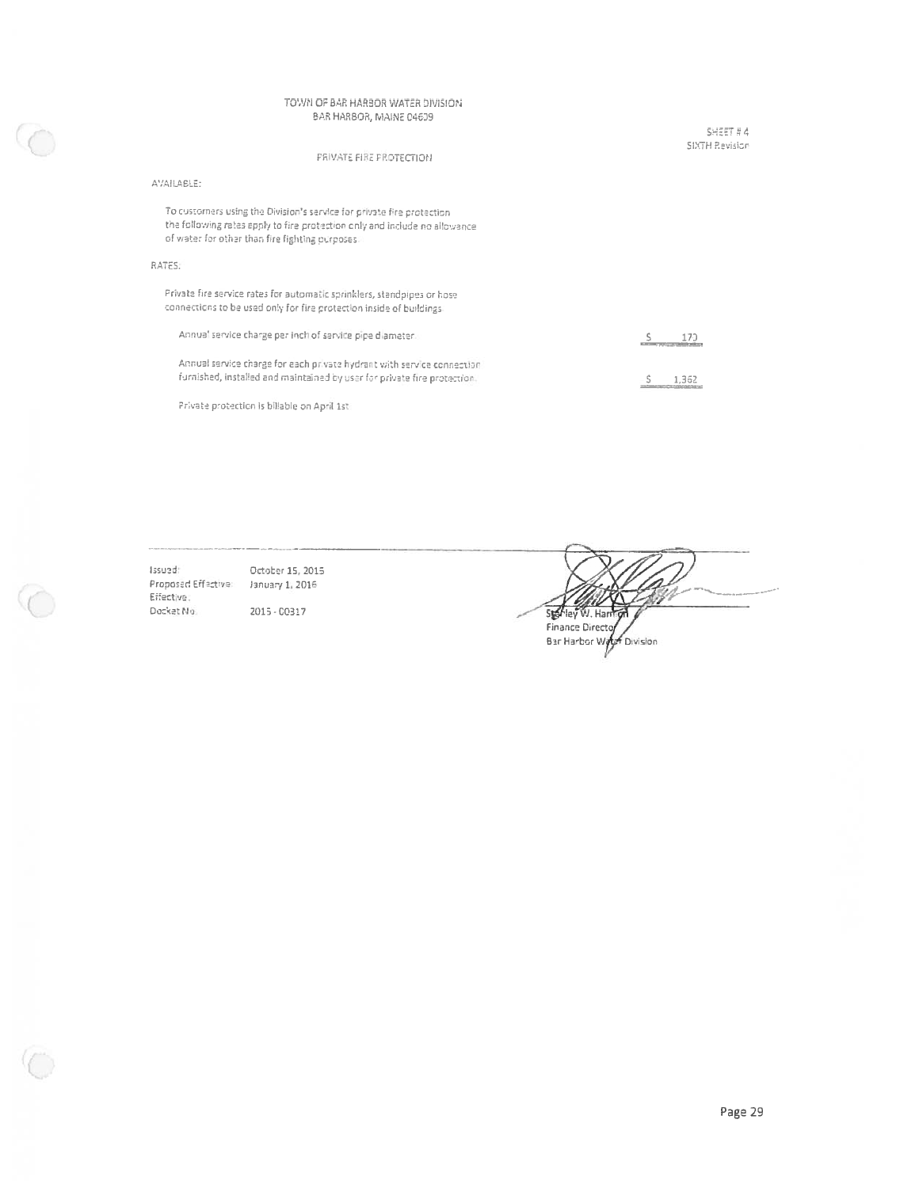TOWN OF BAR HARBOR WATER DIVISION
BAR HARBOR, MAINE 04609

SHEET # 4
SIXTH Revision

PRIVATE FIRE PROTECTION

AVAILABLE:

To customers using the Division's service for private fire protection the following rates apply to fire protection only and include no allowance of water for other than fire fighting purposes.

RATES:

Private fire service rates for automatic sprinklers, standpipes or hose connections to be used only for fire protection inside of buildings.

| | |
|---|---|
| Annual service charge per inch of service pipe diameter | $ 170 |
| Annual service charge for each private hydrant with service connection furnished, installed and maintained by user for private fire protection. | $ 1,362 |

Private protection is billable on April 1st

Issued: October 15, 2015
Proposed Effective: January 1, 2016
Effective:
Docket No. 2015 - 00317

Stanley W. Harmon
Finance Director
Bar Harbor Water Division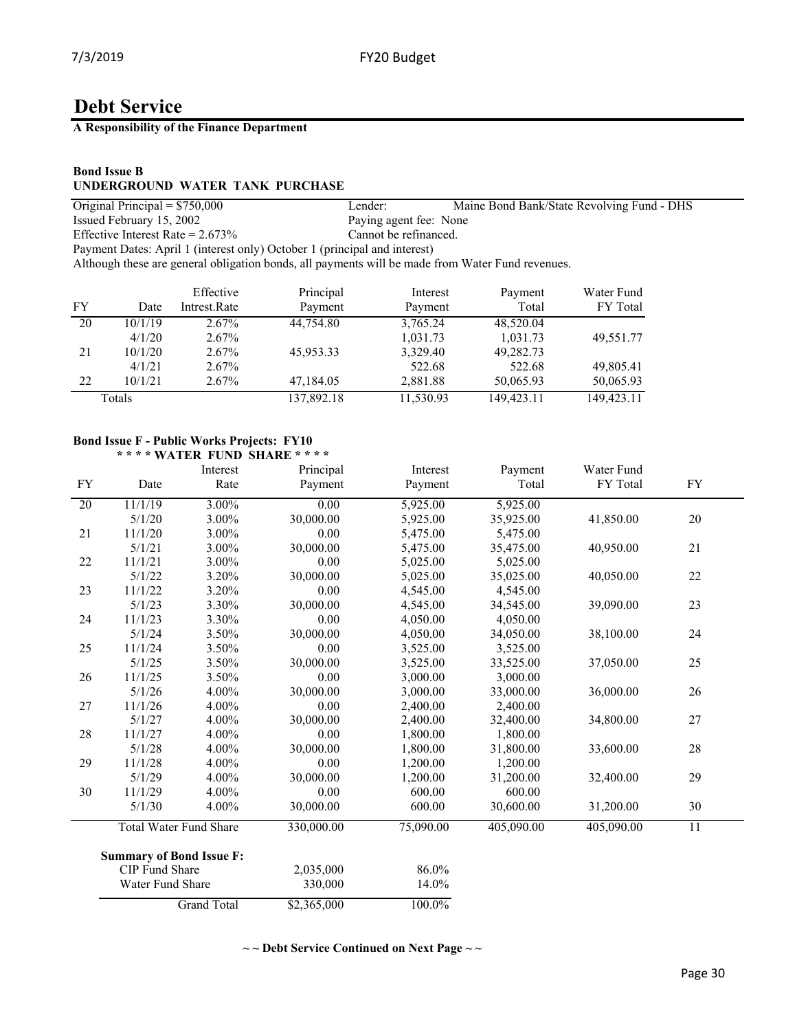# Debt Service

**A Responsibility of the Finance Department**

### Bond Issue B
### UNDERGROUND WATER TANK PURCHASE

| | |
|---|---|
| Original Principal = $750,000 | Lender: Maine Bond Bank/State Revolving Fund - DHS |
| Issued February 15, 2002 | Paying agent fee: None |
| Effective Interest Rate = 2.673% | Cannot be refinanced. |

Payment Dates: April 1 (interest only) October 1 (principal and interest)

Although these are general obligation bonds, all payments will be made from Water Fund revenues.

| FY | Date | Effective Intrest.Rate | Principal Payment | Interest Payment | Payment Total | Water Fund FY Total |
|---|---|---|---|---|---|---|
| 20 | 10/1/19 | 2.67% | 44,754.80 | 3,765.24 | 48,520.04 | |
| | 4/1/20 | 2.67% | | 1,031.73 | 1,031.73 | 49,551.77 |
| 21 | 10/1/20 | 2.67% | 45,953.33 | 3,329.40 | 49,282.73 | |
| | 4/1/21 | 2.67% | | 522.68 | 522.68 | 49,805.41 |
| 22 | 10/1/21 | 2.67% | 47,184.05 | 2,881.88 | 50,065.93 | 50,065.93 |
| Totals | | | 137,892.18 | 11,530.93 | 149,423.11 | 149,423.11 |

### Bond Issue F - Public Works Projects: FY10
**\* \* \* \* WATER FUND SHARE \* \* \* \***

| FY | Date | Interest Rate | Principal Payment | Interest Payment | Payment Total | Water Fund FY Total | FY |
|---|---|---|---|---|---|---|---|
| 20 | 11/1/19 | 3.00% | 0.00 | 5,925.00 | 5,925.00 | | |
| | 5/1/20 | 3.00% | 30,000.00 | 5,925.00 | 35,925.00 | 41,850.00 | 20 |
| 21 | 11/1/20 | 3.00% | 0.00 | 5,475.00 | 5,475.00 | | |
| | 5/1/21 | 3.00% | 30,000.00 | 5,475.00 | 35,475.00 | 40,950.00 | 21 |
| 22 | 11/1/21 | 3.00% | 0.00 | 5,025.00 | 5,025.00 | | |
| | 5/1/22 | 3.20% | 30,000.00 | 5,025.00 | 35,025.00 | 40,050.00 | 22 |
| 23 | 11/1/22 | 3.20% | 0.00 | 4,545.00 | 4,545.00 | | |
| | 5/1/23 | 3.30% | 30,000.00 | 4,545.00 | 34,545.00 | 39,090.00 | 23 |
| 24 | 11/1/23 | 3.30% | 0.00 | 4,050.00 | 4,050.00 | | |
| | 5/1/24 | 3.50% | 30,000.00 | 4,050.00 | 34,050.00 | 38,100.00 | 24 |
| 25 | 11/1/24 | 3.50% | 0.00 | 3,525.00 | 3,525.00 | | |
| | 5/1/25 | 3.50% | 30,000.00 | 3,525.00 | 33,525.00 | 37,050.00 | 25 |
| 26 | 11/1/25 | 3.50% | 0.00 | 3,000.00 | 3,000.00 | | |
| | 5/1/26 | 4.00% | 30,000.00 | 3,000.00 | 33,000.00 | 36,000.00 | 26 |
| 27 | 11/1/26 | 4.00% | 0.00 | 2,400.00 | 2,400.00 | | |
| | 5/1/27 | 4.00% | 30,000.00 | 2,400.00 | 32,400.00 | 34,800.00 | 27 |
| 28 | 11/1/27 | 4.00% | 0.00 | 1,800.00 | 1,800.00 | | |
| | 5/1/28 | 4.00% | 30,000.00 | 1,800.00 | 31,800.00 | 33,600.00 | 28 |
| 29 | 11/1/28 | 4.00% | 0.00 | 1,200.00 | 1,200.00 | | |
| | 5/1/29 | 4.00% | 30,000.00 | 1,200.00 | 31,200.00 | 32,400.00 | 29 |
| 30 | 11/1/29 | 4.00% | 0.00 | 600.00 | 600.00 | | |
| | 5/1/30 | 4.00% | 30,000.00 | 600.00 | 30,600.00 | 31,200.00 | 30 |
| | Total Water Fund Share | | 330,000.00 | 75,090.00 | 405,090.00 | 405,090.00 | 11 |

**Summary of Bond Issue F:**

| | | |
|---|---|---|
| CIP Fund Share | 2,035,000 | 86.0% |
| Water Fund Share | 330,000 | 14.0% |
| Grand Total | $2,365,000 | 100.0% |

**~ ~ Debt Service Continued on Next Page ~ ~**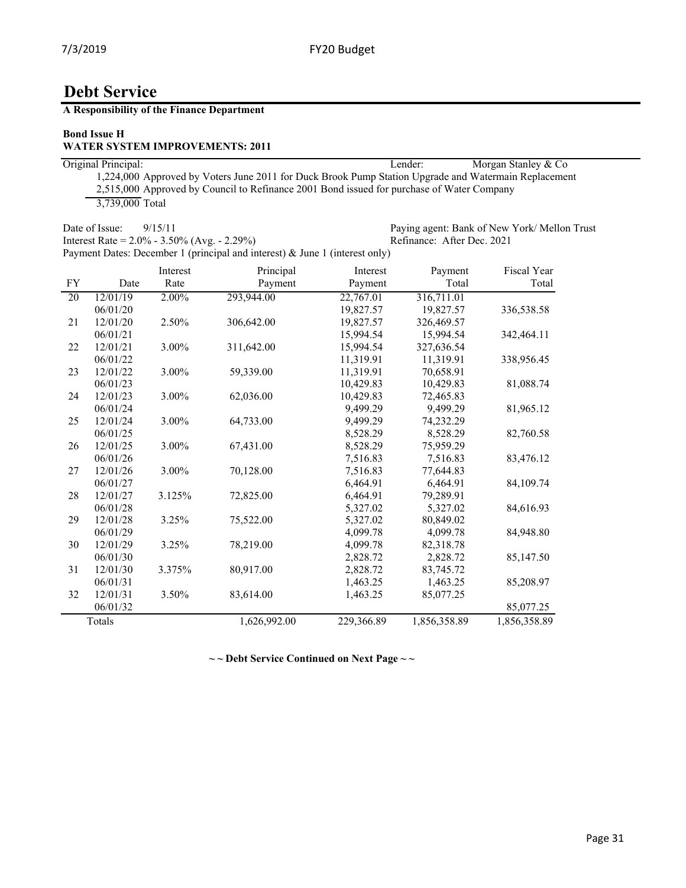# Debt Service

**A Responsibility of the Finance Department**

**Bond Issue H**
**WATER SYSTEM IMPROVEMENTS: 2011**

Original Principal: Lender: Morgan Stanley & Co

1,224,000 Approved by Voters June 2011 for Duck Brook Pump Station Upgrade and Watermain Replacement
2,515,000 Approved by Council to Refinance 2001 Bond issued for purchase of Water Company
3,739,000 Total

Date of Issue: 9/15/11 Paying agent: Bank of New York/ Mellon Trust
Interest Rate = 2.0% - 3.50% (Avg. - 2.29%) Refinance: After Dec. 2021
Payment Dates: December 1 (principal and interest) & June 1 (interest only)

| FY | Date | Interest Rate | Principal Payment | Interest Payment | Payment Total | Fiscal Year Total |
|---|---|---|---|---|---|---|
| 20 | 12/01/19 | 2.00% | 293,944.00 | 22,767.01 | 316,711.01 | |
| | 06/01/20 | | | 19,827.57 | 19,827.57 | 336,538.58 |
| 21 | 12/01/20 | 2.50% | 306,642.00 | 19,827.57 | 326,469.57 | |
| | 06/01/21 | | | 15,994.54 | 15,994.54 | 342,464.11 |
| 22 | 12/01/21 | 3.00% | 311,642.00 | 15,994.54 | 327,636.54 | |
| | 06/01/22 | | | 11,319.91 | 11,319.91 | 338,956.45 |
| 23 | 12/01/22 | 3.00% | 59,339.00 | 11,319.91 | 70,658.91 | |
| | 06/01/23 | | | 10,429.83 | 10,429.83 | 81,088.74 |
| 24 | 12/01/23 | 3.00% | 62,036.00 | 10,429.83 | 72,465.83 | |
| | 06/01/24 | | | 9,499.29 | 9,499.29 | 81,965.12 |
| 25 | 12/01/24 | 3.00% | 64,733.00 | 9,499.29 | 74,232.29 | |
| | 06/01/25 | | | 8,528.29 | 8,528.29 | 82,760.58 |
| 26 | 12/01/25 | 3.00% | 67,431.00 | 8,528.29 | 75,959.29 | |
| | 06/01/26 | | | 7,516.83 | 7,516.83 | 83,476.12 |
| 27 | 12/01/26 | 3.00% | 70,128.00 | 7,516.83 | 77,644.83 | |
| | 06/01/27 | | | 6,464.91 | 6,464.91 | 84,109.74 |
| 28 | 12/01/27 | 3.125% | 72,825.00 | 6,464.91 | 79,289.91 | |
| | 06/01/28 | | | 5,327.02 | 5,327.02 | 84,616.93 |
| 29 | 12/01/28 | 3.25% | 75,522.00 | 5,327.02 | 80,849.02 | |
| | 06/01/29 | | | 4,099.78 | 4,099.78 | 84,948.80 |
| 30 | 12/01/29 | 3.25% | 78,219.00 | 4,099.78 | 82,318.78 | |
| | 06/01/30 | | | 2,828.72 | 2,828.72 | 85,147.50 |
| 31 | 12/01/30 | 3.375% | 80,917.00 | 2,828.72 | 83,745.72 | |
| | 06/01/31 | | | 1,463.25 | 1,463.25 | 85,208.97 |
| 32 | 12/01/31 | 3.50% | 83,614.00 | 1,463.25 | 85,077.25 | |
| | 06/01/32 | | | | | 85,077.25 |
| | Totals | | 1,626,992.00 | 229,366.89 | 1,856,358.89 | 1,856,358.89 |

**~ ~ Debt Service Continued on Next Page ~ ~**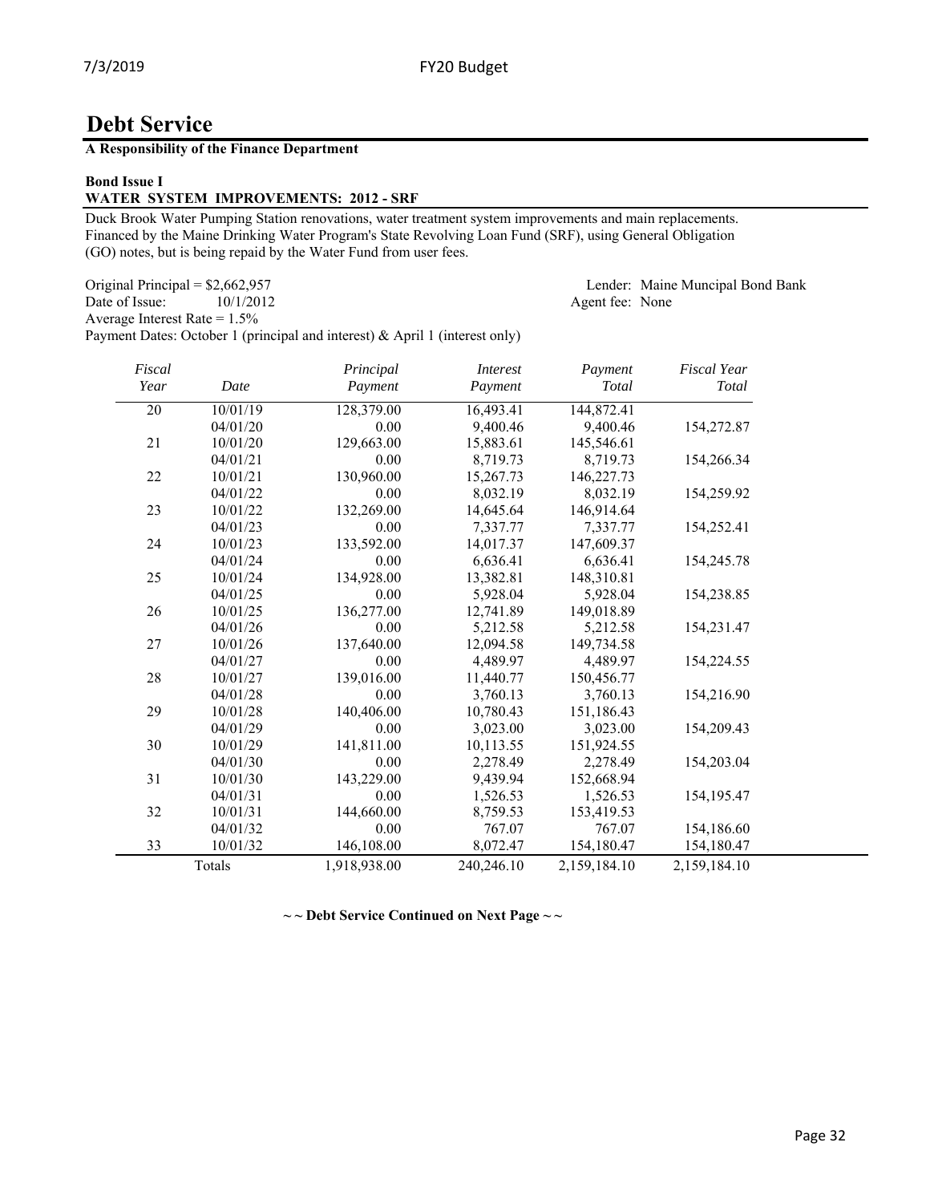# Debt Service

**A Responsibility of the Finance Department**

**Bond Issue I**
**WATER SYSTEM IMPROVEMENTS: 2012 - SRF**

Duck Brook Water Pumping Station renovations, water treatment system improvements and main replacements. Financed by the Maine Drinking Water Program's State Revolving Loan Fund (SRF), using General Obligation (GO) notes, but is being repaid by the Water Fund from user fees.

Original Principal = $2,662,957
Date of Issue: 10/1/2012
Average Interest Rate = 1.5%
Payment Dates: October 1 (principal and interest) & April 1 (interest only)

Lender: Maine Muncipal Bond Bank
Agent fee: None

| *Fiscal Year* | *Date* | *Principal Payment* | *Interest Payment* | *Payment Total* | *Fiscal Year Total* |
|---|---|---|---|---|---|
| 20 | 10/01/19 | 128,379.00 | 16,493.41 | 144,872.41 | |
| | 04/01/20 | 0.00 | 9,400.46 | 9,400.46 | 154,272.87 |
| 21 | 10/01/20 | 129,663.00 | 15,883.61 | 145,546.61 | |
| | 04/01/21 | 0.00 | 8,719.73 | 8,719.73 | 154,266.34 |
| 22 | 10/01/21 | 130,960.00 | 15,267.73 | 146,227.73 | |
| | 04/01/22 | 0.00 | 8,032.19 | 8,032.19 | 154,259.92 |
| 23 | 10/01/22 | 132,269.00 | 14,645.64 | 146,914.64 | |
| | 04/01/23 | 0.00 | 7,337.77 | 7,337.77 | 154,252.41 |
| 24 | 10/01/23 | 133,592.00 | 14,017.37 | 147,609.37 | |
| | 04/01/24 | 0.00 | 6,636.41 | 6,636.41 | 154,245.78 |
| 25 | 10/01/24 | 134,928.00 | 13,382.81 | 148,310.81 | |
| | 04/01/25 | 0.00 | 5,928.04 | 5,928.04 | 154,238.85 |
| 26 | 10/01/25 | 136,277.00 | 12,741.89 | 149,018.89 | |
| | 04/01/26 | 0.00 | 5,212.58 | 5,212.58 | 154,231.47 |
| 27 | 10/01/26 | 137,640.00 | 12,094.58 | 149,734.58 | |
| | 04/01/27 | 0.00 | 4,489.97 | 4,489.97 | 154,224.55 |
| 28 | 10/01/27 | 139,016.00 | 11,440.77 | 150,456.77 | |
| | 04/01/28 | 0.00 | 3,760.13 | 3,760.13 | 154,216.90 |
| 29 | 10/01/28 | 140,406.00 | 10,780.43 | 151,186.43 | |
| | 04/01/29 | 0.00 | 3,023.00 | 3,023.00 | 154,209.43 |
| 30 | 10/01/29 | 141,811.00 | 10,113.55 | 151,924.55 | |
| | 04/01/30 | 0.00 | 2,278.49 | 2,278.49 | 154,203.04 |
| 31 | 10/01/30 | 143,229.00 | 9,439.94 | 152,668.94 | |
| | 04/01/31 | 0.00 | 1,526.53 | 1,526.53 | 154,195.47 |
| 32 | 10/01/31 | 144,660.00 | 8,759.53 | 153,419.53 | |
| | 04/01/32 | 0.00 | 767.07 | 767.07 | 154,186.60 |
| 33 | 10/01/32 | 146,108.00 | 8,072.47 | 154,180.47 | 154,180.47 |
| | Totals | 1,918,938.00 | 240,246.10 | 2,159,184.10 | 2,159,184.10 |

**~ ~ Debt Service Continued on Next Page ~ ~**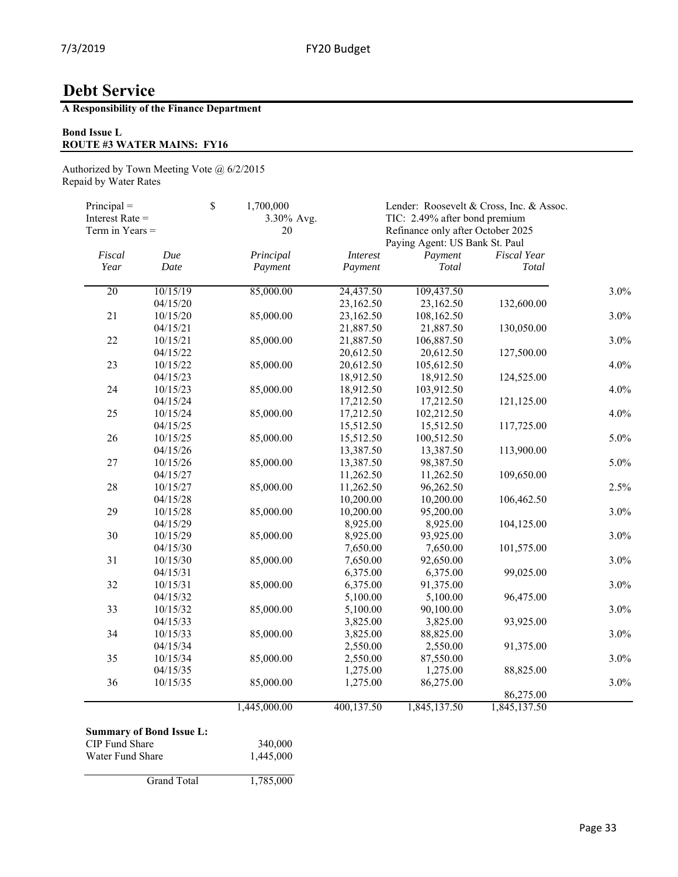# Debt Service

**A Responsibility of the Finance Department**

**Bond Issue L**
**ROUTE #3 WATER MAINS: FY16**

Authorized by Town Meeting Vote @ 6/2/2015
Repaid by Water Rates

| | | | |
|---|---|---|---|
| Principal = | $ 1,700,000 | Lender: Roosevelt & Cross, Inc. & Assoc. | |
| Interest Rate = | 3.30% Avg. | TIC: 2.49% after bond premium | |
| Term in Years = | 20 | Refinance only after October 2025 | |
| | | Paying Agent: US Bank St. Paul | |

| *Fiscal Year* | *Due Date* | *Principal Payment* | *Interest Payment* | *Payment Total* | *Fiscal Year Total* | |
|---|---|---|---|---|---|---|
| 20 | 10/15/19 | 85,000.00 | 24,437.50 | 109,437.50 | | 3.0% |
| | 04/15/20 | | 23,162.50 | 23,162.50 | 132,600.00 | |
| 21 | 10/15/20 | 85,000.00 | 23,162.50 | 108,162.50 | | 3.0% |
| | 04/15/21 | | 21,887.50 | 21,887.50 | 130,050.00 | |
| 22 | 10/15/21 | 85,000.00 | 21,887.50 | 106,887.50 | | 3.0% |
| | 04/15/22 | | 20,612.50 | 20,612.50 | 127,500.00 | |
| 23 | 10/15/22 | 85,000.00 | 20,612.50 | 105,612.50 | | 4.0% |
| | 04/15/23 | | 18,912.50 | 18,912.50 | 124,525.00 | |
| 24 | 10/15/23 | 85,000.00 | 18,912.50 | 103,912.50 | | 4.0% |
| | 04/15/24 | | 17,212.50 | 17,212.50 | 121,125.00 | |
| 25 | 10/15/24 | 85,000.00 | 17,212.50 | 102,212.50 | | 4.0% |
| | 04/15/25 | | 15,512.50 | 15,512.50 | 117,725.00 | |
| 26 | 10/15/25 | 85,000.00 | 15,512.50 | 100,512.50 | | 5.0% |
| | 04/15/26 | | 13,387.50 | 13,387.50 | 113,900.00 | |
| 27 | 10/15/26 | 85,000.00 | 13,387.50 | 98,387.50 | | 5.0% |
| | 04/15/27 | | 11,262.50 | 11,262.50 | 109,650.00 | |
| 28 | 10/15/27 | 85,000.00 | 11,262.50 | 96,262.50 | | 2.5% |
| | 04/15/28 | | 10,200.00 | 10,200.00 | 106,462.50 | |
| 29 | 10/15/28 | 85,000.00 | 10,200.00 | 95,200.00 | | 3.0% |
| | 04/15/29 | | 8,925.00 | 8,925.00 | 104,125.00 | |
| 30 | 10/15/29 | 85,000.00 | 8,925.00 | 93,925.00 | | 3.0% |
| | 04/15/30 | | 7,650.00 | 7,650.00 | 101,575.00 | |
| 31 | 10/15/30 | 85,000.00 | 7,650.00 | 92,650.00 | | 3.0% |
| | 04/15/31 | | 6,375.00 | 6,375.00 | 99,025.00 | |
| 32 | 10/15/31 | 85,000.00 | 6,375.00 | 91,375.00 | | 3.0% |
| | 04/15/32 | | 5,100.00 | 5,100.00 | 96,475.00 | |
| 33 | 10/15/32 | 85,000.00 | 5,100.00 | 90,100.00 | | 3.0% |
| | 04/15/33 | | 3,825.00 | 3,825.00 | 93,925.00 | |
| 34 | 10/15/33 | 85,000.00 | 3,825.00 | 88,825.00 | | 3.0% |
| | 04/15/34 | | 2,550.00 | 2,550.00 | 91,375.00 | |
| 35 | 10/15/34 | 85,000.00 | 2,550.00 | 87,550.00 | | 3.0% |
| | 04/15/35 | | 1,275.00 | 1,275.00 | 88,825.00 | |
| 36 | 10/15/35 | 85,000.00 | 1,275.00 | 86,275.00 | | 3.0% |
| | | | | | 86,275.00 | |
| | | 1,445,000.00 | 400,137.50 | 1,845,137.50 | 1,845,137.50 | |

**Summary of Bond Issue L:**

| | |
|---|---|
| CIP Fund Share | 340,000 |
| Water Fund Share | 1,445,000 |
| Grand Total | 1,785,000 |